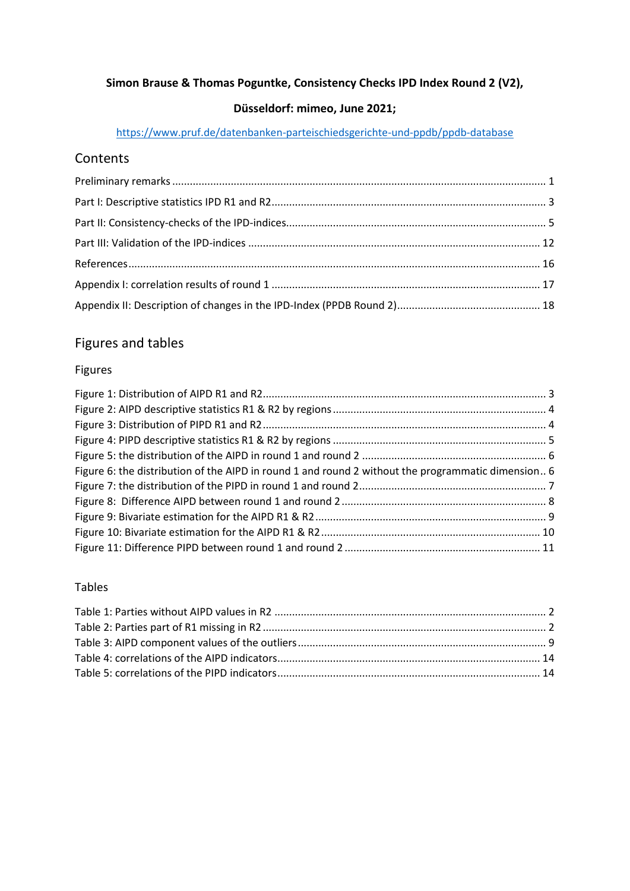**Simon Brause & Thomas Poguntke, Consistency Checks IPD Index Round 2 (V2),**

**Düsseldorf: mimeo, June 2021;**

https://www.pruf.de/datenbanken-parteischiedsgerichte-und-ppdb/ppdb-database

## Contents

Preliminary remarks ..... 1

Part I: Descriptive statistics IPD R1 and R2 ..... 3

Part II: Consistency-checks of the IPD-indices ..... 5

Part III: Validation of the IPD-indices ..... 12

References ..... 16

Appendix I: correlation results of round 1 ..... 17

Appendix II: Description of changes in the IPD-Index (PPDB Round 2) ..... 18

## Figures and tables

### Figures

Figure 1: Distribution of AIPD R1 and R2 ..... 3

Figure 2: AIPD descriptive statistics R1 & R2 by regions ..... 4

Figure 3: Distribution of PIPD R1 and R2 ..... 4

Figure 4: PIPD descriptive statistics R1 & R2 by regions ..... 5

Figure 5: the distribution of the AIPD in round 1 and round 2 ..... 6

Figure 6: the distribution of the AIPD in round 1 and round 2 without the programmatic dimension ..... 6

Figure 7: the distribution of the PIPD in round 1 and round 2 ..... 7

Figure 8: Difference AIPD between round 1 and round 2 ..... 8

Figure 9: Bivariate estimation for the AIPD R1 & R2 ..... 9

Figure 10: Bivariate estimation for the AIPD R1 & R2 ..... 10

Figure 11: Difference PIPD between round 1 and round 2 ..... 11

### Tables

Table 1: Parties without AIPD values in R2 ..... 2

Table 2: Parties part of R1 missing in R2 ..... 2

Table 3: AIPD component values of the outliers ..... 9

Table 4: correlations of the AIPD indicators ..... 14

Table 5: correlations of the PIPD indicators ..... 14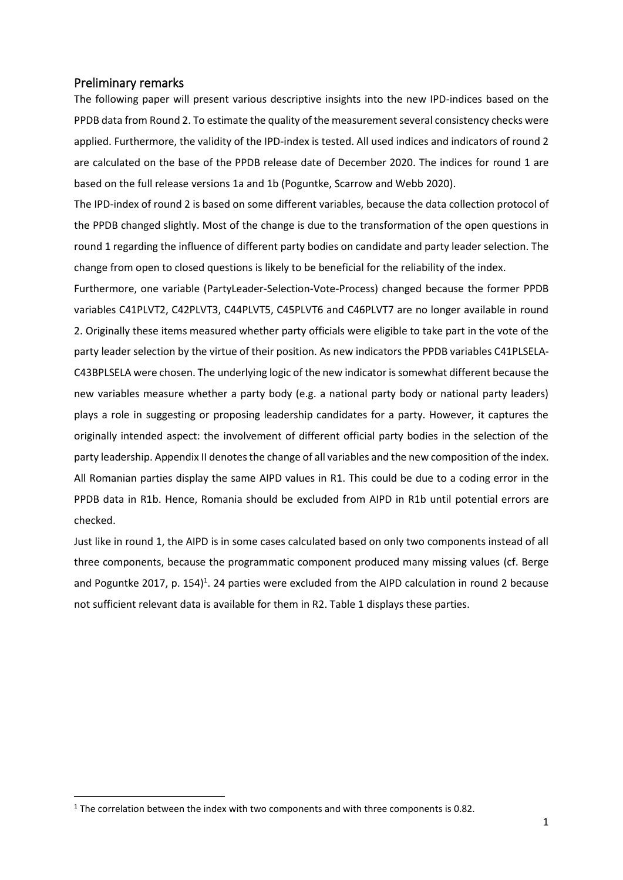## Preliminary remarks

The following paper will present various descriptive insights into the new IPD-indices based on the PPDB data from Round 2. To estimate the quality of the measurement several consistency checks were applied. Furthermore, the validity of the IPD-index is tested. All used indices and indicators of round 2 are calculated on the base of the PPDB release date of December 2020. The indices for round 1 are based on the full release versions 1a and 1b (Poguntke, Scarrow and Webb 2020).

The IPD-index of round 2 is based on some different variables, because the data collection protocol of the PPDB changed slightly. Most of the change is due to the transformation of the open questions in round 1 regarding the influence of different party bodies on candidate and party leader selection. The change from open to closed questions is likely to be beneficial for the reliability of the index.

Furthermore, one variable (PartyLeader-Selection-Vote-Process) changed because the former PPDB variables C41PLVT2, C42PLVT3, C44PLVT5, C45PLVT6 and C46PLVT7 are no longer available in round 2. Originally these items measured whether party officials were eligible to take part in the vote of the party leader selection by the virtue of their position. As new indicators the PPDB variables C41PLSELA-C43BPLSELA were chosen. The underlying logic of the new indicator is somewhat different because the new variables measure whether a party body (e.g. a national party body or national party leaders) plays a role in suggesting or proposing leadership candidates for a party. However, it captures the originally intended aspect: the involvement of different official party bodies in the selection of the party leadership. Appendix II denotes the change of all variables and the new composition of the index.

All Romanian parties display the same AIPD values in R1. This could be due to a coding error in the PPDB data in R1b. Hence, Romania should be excluded from AIPD in R1b until potential errors are checked.

Just like in round 1, the AIPD is in some cases calculated based on only two components instead of all three components, because the programmatic component produced many missing values (cf. Berge and Poguntke 2017, p. 154)[1]. 24 parties were excluded from the AIPD calculation in round 2 because not sufficient relevant data is available for them in R2. Table 1 displays these parties.

[1] The correlation between the index with two components and with three components is 0.82.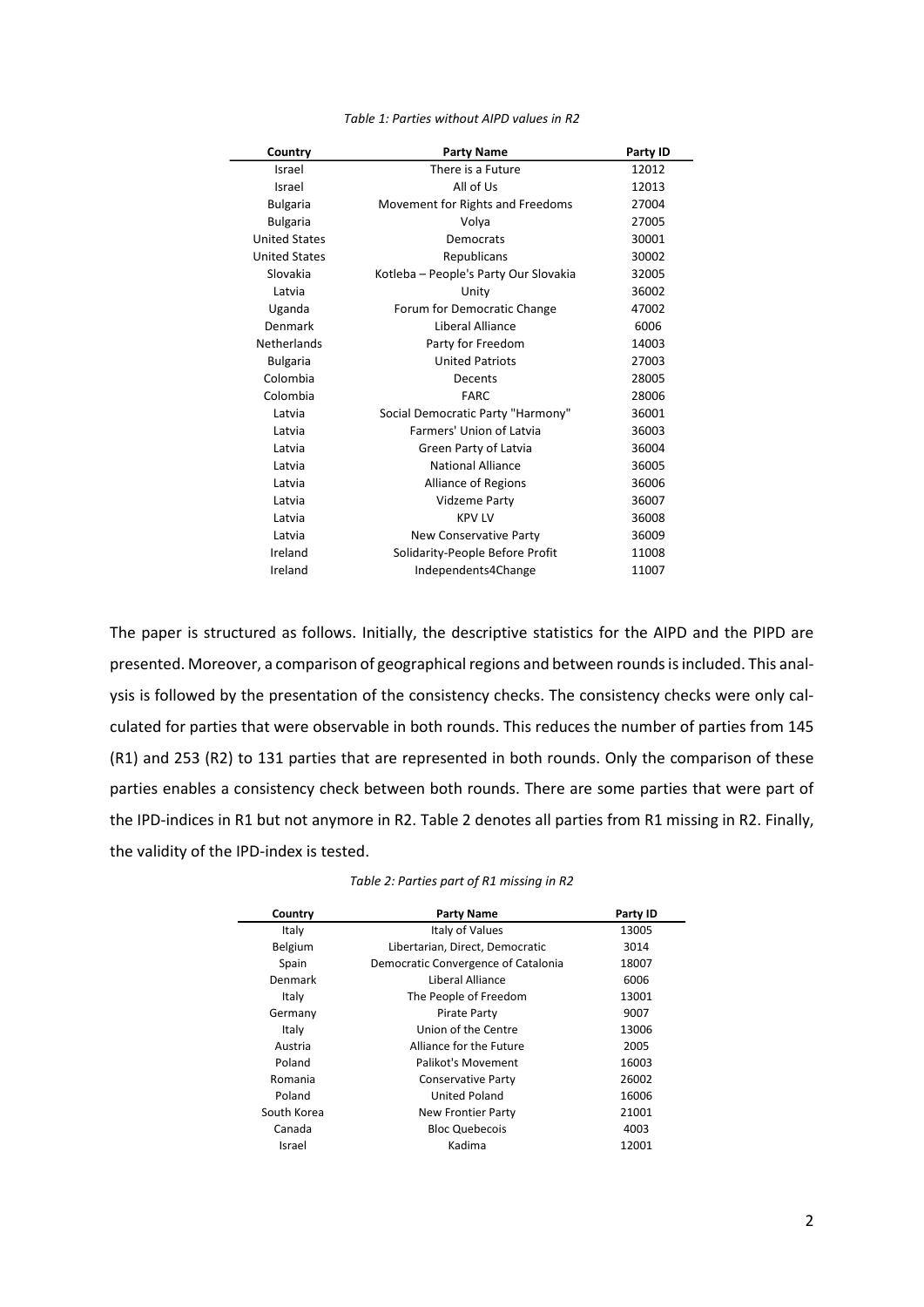*Table 1: Parties without AIPD values in R2*

| Country | Party Name | Party ID |
| --- | --- | --- |
| Israel | There is a Future | 12012 |
| Israel | All of Us | 12013 |
| Bulgaria | Movement for Rights and Freedoms | 27004 |
| Bulgaria | Volya | 27005 |
| United States | Democrats | 30001 |
| United States | Republicans | 30002 |
| Slovakia | Kotleba – People's Party Our Slovakia | 32005 |
| Latvia | Unity | 36002 |
| Uganda | Forum for Democratic Change | 47002 |
| Denmark | Liberal Alliance | 6006 |
| Netherlands | Party for Freedom | 14003 |
| Bulgaria | United Patriots | 27003 |
| Colombia | Decents | 28005 |
| Colombia | FARC | 28006 |
| Latvia | Social Democratic Party "Harmony" | 36001 |
| Latvia | Farmers' Union of Latvia | 36003 |
| Latvia | Green Party of Latvia | 36004 |
| Latvia | National Alliance | 36005 |
| Latvia | Alliance of Regions | 36006 |
| Latvia | Vidzeme Party | 36007 |
| Latvia | KPV LV | 36008 |
| Latvia | New Conservative Party | 36009 |
| Ireland | Solidarity-People Before Profit | 11008 |
| Ireland | Independents4Change | 11007 |

The paper is structured as follows. Initially, the descriptive statistics for the AIPD and the PIPD are presented. Moreover, a comparison of geographical regions and between rounds is included. This analysis is followed by the presentation of the consistency checks. The consistency checks were only calculated for parties that were observable in both rounds. This reduces the number of parties from 145 (R1) and 253 (R2) to 131 parties that are represented in both rounds. Only the comparison of these parties enables a consistency check between both rounds. There are some parties that were part of the IPD-indices in R1 but not anymore in R2. Table 2 denotes all parties from R1 missing in R2. Finally, the validity of the IPD-index is tested.

*Table 2: Parties part of R1 missing in R2*

| Country | Party Name | Party ID |
| --- | --- | --- |
| Italy | Italy of Values | 13005 |
| Belgium | Libertarian, Direct, Democratic | 3014 |
| Spain | Democratic Convergence of Catalonia | 18007 |
| Denmark | Liberal Alliance | 6006 |
| Italy | The People of Freedom | 13001 |
| Germany | Pirate Party | 9007 |
| Italy | Union of the Centre | 13006 |
| Austria | Alliance for the Future | 2005 |
| Poland | Palikot's Movement | 16003 |
| Romania | Conservative Party | 26002 |
| Poland | United Poland | 16006 |
| South Korea | New Frontier Party | 21001 |
| Canada | Bloc Quebecois | 4003 |
| Israel | Kadima | 12001 |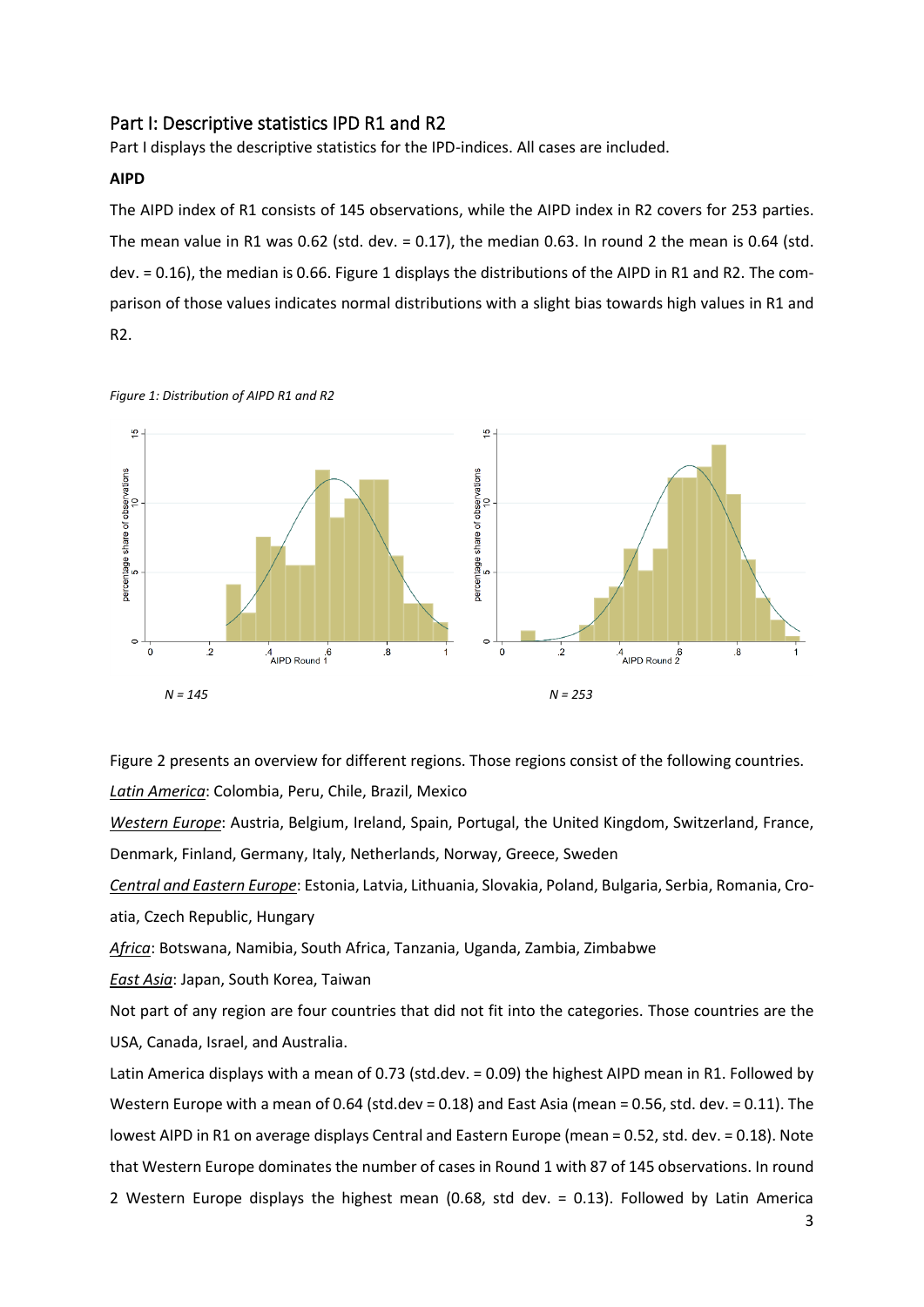## Part I: Descriptive statistics IPD R1 and R2

Part I displays the descriptive statistics for the IPD-indices. All cases are included.

**AIPD**

The AIPD index of R1 consists of 145 observations, while the AIPD index in R2 covers for 253 parties. The mean value in R1 was 0.62 (std. dev. = 0.17), the median 0.63. In round 2 the mean is 0.64 (std. dev. = 0.16), the median is 0.66. Figure 1 displays the distributions of the AIPD in R1 and R2. The comparison of those values indicates normal distributions with a slight bias towards high values in R1 and R2.

*Figure 1: Distribution of AIPD R1 and R2*

*N = 145* *N = 253*

Figure 2 presents an overview for different regions. Those regions consist of the following countries.

Latin America: Colombia, Peru, Chile, Brazil, Mexico

Western Europe: Austria, Belgium, Ireland, Spain, Portugal, the United Kingdom, Switzerland, France, Denmark, Finland, Germany, Italy, Netherlands, Norway, Greece, Sweden

Central and Eastern Europe: Estonia, Latvia, Lithuania, Slovakia, Poland, Bulgaria, Serbia, Romania, Croatia, Czech Republic, Hungary

Africa: Botswana, Namibia, South Africa, Tanzania, Uganda, Zambia, Zimbabwe

East Asia: Japan, South Korea, Taiwan

Not part of any region are four countries that did not fit into the categories. Those countries are the USA, Canada, Israel, and Australia.

Latin America displays with a mean of 0.73 (std.dev. = 0.09) the highest AIPD mean in R1. Followed by Western Europe with a mean of 0.64 (std.dev = 0.18) and East Asia (mean = 0.56, std. dev. = 0.11). The lowest AIPD in R1 on average displays Central and Eastern Europe (mean = 0.52, std. dev. = 0.18). Note that Western Europe dominates the number of cases in Round 1 with 87 of 145 observations. In round 2 Western Europe displays the highest mean (0.68, std dev. = 0.13). Followed by Latin America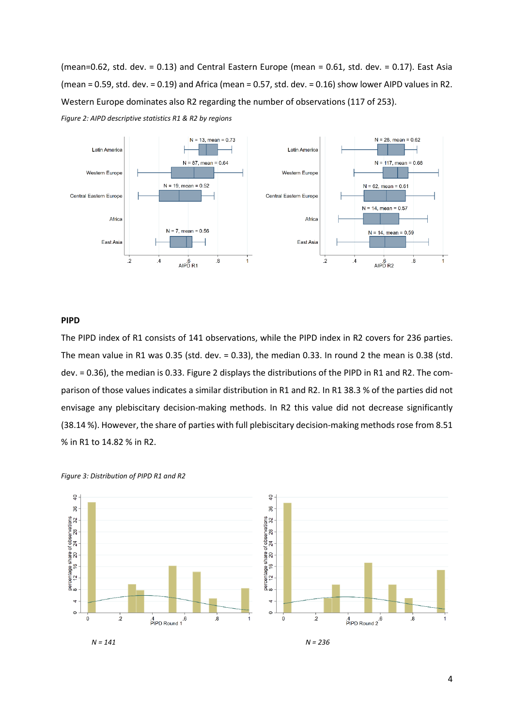(mean=0.62, std. dev. = 0.13) and Central Eastern Europe (mean = 0.61, std. dev. = 0.17). East Asia (mean = 0.59, std. dev. = 0.19) and Africa (mean = 0.57, std. dev. = 0.16) show lower AIPD values in R2. Western Europe dominates also R2 regarding the number of observations (117 of 253).

*Figure 2: AIPD descriptive statistics R1 & R2 by regions*

## PIPD

The PIPD index of R1 consists of 141 observations, while the PIPD index in R2 covers for 236 parties. The mean value in R1 was 0.35 (std. dev. = 0.33), the median 0.33. In round 2 the mean is 0.38 (std. dev. = 0.36), the median is 0.33. Figure 2 displays the distributions of the PIPD in R1 and R2. The comparison of those values indicates a similar distribution in R1 and R2. In R1 38.3 % of the parties did not envisage any plebiscitary decision-making methods. In R2 this value did not decrease significantly (38.14 %). However, the share of parties with full plebiscitary decision-making methods rose from 8.51 % in R1 to 14.82 % in R2.

*Figure 3: Distribution of PIPD R1 and R2*

*N = 141*

*N = 236*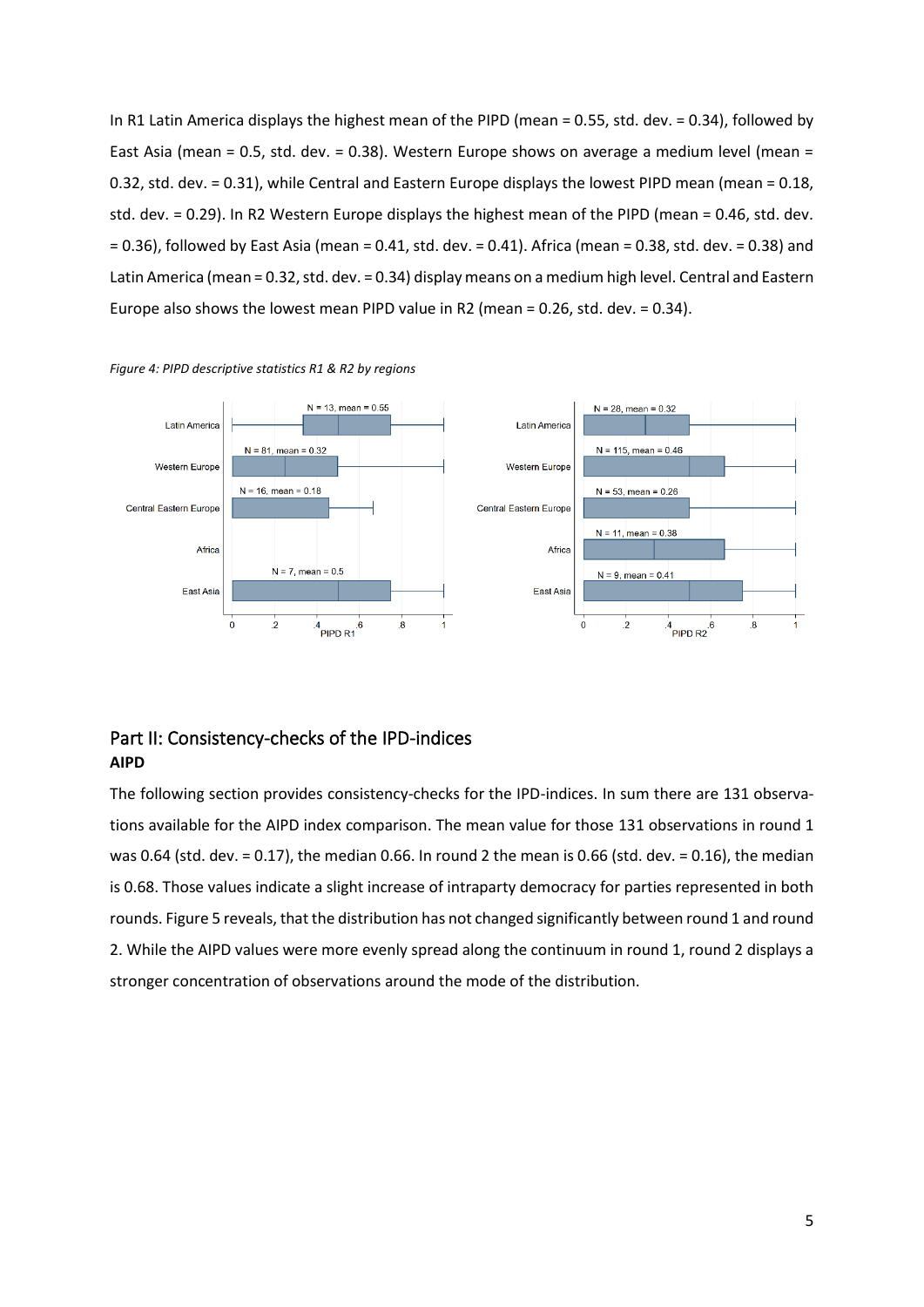In R1 Latin America displays the highest mean of the PIPD (mean = 0.55, std. dev. = 0.34), followed by East Asia (mean = 0.5, std. dev. = 0.38). Western Europe shows on average a medium level (mean = 0.32, std. dev. = 0.31), while Central and Eastern Europe displays the lowest PIPD mean (mean = 0.18, std. dev. = 0.29). In R2 Western Europe displays the highest mean of the PIPD (mean = 0.46, std. dev. = 0.36), followed by East Asia (mean = 0.41, std. dev. = 0.41). Africa (mean = 0.38, std. dev. = 0.38) and Latin America (mean = 0.32, std. dev. = 0.34) display means on a medium high level. Central and Eastern Europe also shows the lowest mean PIPD value in R2 (mean = 0.26, std. dev. = 0.34).

*Figure 4: PIPD descriptive statistics R1 & R2 by regions*

## Part II: Consistency-checks of the IPD-indices

**AIPD**

The following section provides consistency-checks for the IPD-indices. In sum there are 131 observations available for the AIPD index comparison. The mean value for those 131 observations in round 1 was 0.64 (std. dev. = 0.17), the median 0.66. In round 2 the mean is 0.66 (std. dev. = 0.16), the median is 0.68. Those values indicate a slight increase of intraparty democracy for parties represented in both rounds. Figure 5 reveals, that the distribution has not changed significantly between round 1 and round 2. While the AIPD values were more evenly spread along the continuum in round 1, round 2 displays a stronger concentration of observations around the mode of the distribution.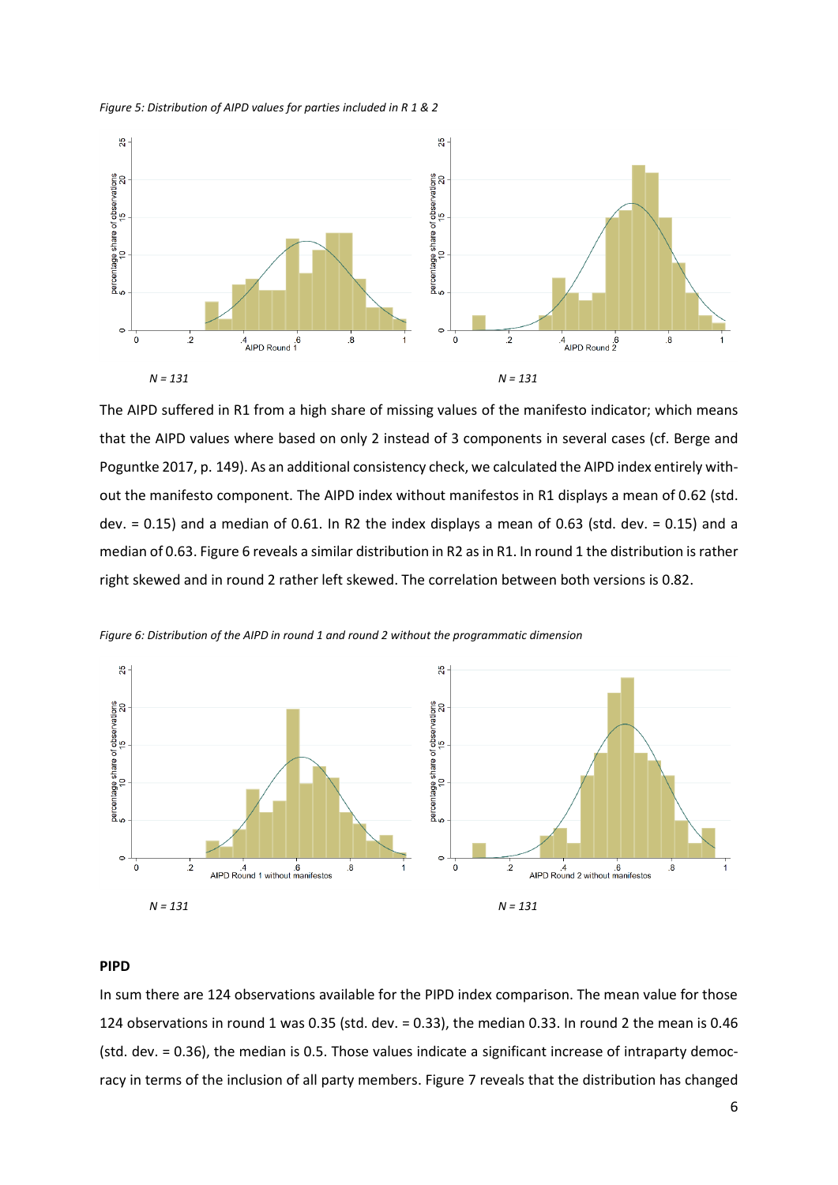*Figure 5: Distribution of AIPD values for parties included in R 1 & 2*

*N = 131*　　*N = 131*

The AIPD suffered in R1 from a high share of missing values of the manifesto indicator; which means that the AIPD values where based on only 2 instead of 3 components in several cases (cf. Berge and Poguntke 2017, p. 149). As an additional consistency check, we calculated the AIPD index entirely without the manifesto component. The AIPD index without manifestos in R1 displays a mean of 0.62 (std. dev. = 0.15) and a median of 0.61. In R2 the index displays a mean of 0.63 (std. dev. = 0.15) and a median of 0.63. Figure 6 reveals a similar distribution in R2 as in R1. In round 1 the distribution is rather right skewed and in round 2 rather left skewed. The correlation between both versions is 0.82.

*Figure 6: Distribution of the AIPD in round 1 and round 2 without the programmatic dimension*

*N = 131*　　*N = 131*

**PIPD**

In sum there are 124 observations available for the PIPD index comparison. The mean value for those 124 observations in round 1 was 0.35 (std. dev. = 0.33), the median 0.33. In round 2 the mean is 0.46 (std. dev. = 0.36), the median is 0.5. Those values indicate a significant increase of intraparty democracy in terms of the inclusion of all party members. Figure 7 reveals that the distribution has changed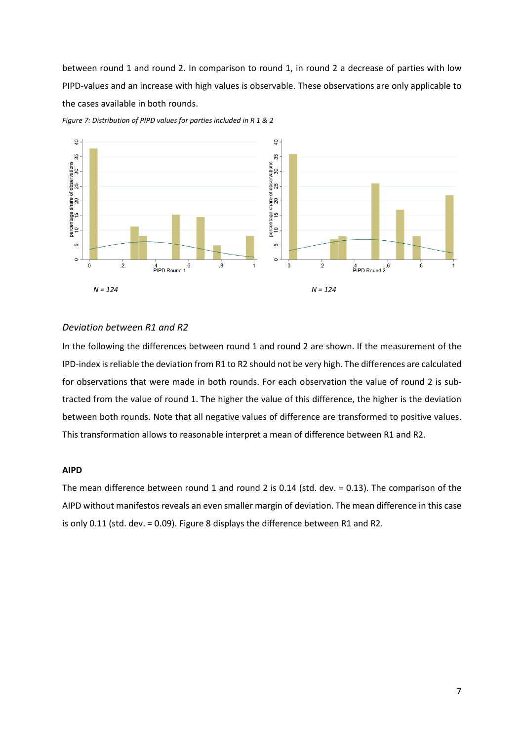between round 1 and round 2. In comparison to round 1, in round 2 a decrease of parties with low PIPD-values and an increase with high values is observable. These observations are only applicable to the cases available in both rounds.

*Figure 7: Distribution of PIPD values for parties included in R 1 & 2*

*N = 124*

*N = 124*

### *Deviation between R1 and R2*

In the following the differences between round 1 and round 2 are shown. If the measurement of the IPD-index is reliable the deviation from R1 to R2 should not be very high. The differences are calculated for observations that were made in both rounds. For each observation the value of round 2 is subtracted from the value of round 1. The higher the value of this difference, the higher is the deviation between both rounds. Note that all negative values of difference are transformed to positive values. This transformation allows to reasonable interpret a mean of difference between R1 and R2.

#### AIPD

The mean difference between round 1 and round 2 is 0.14 (std. dev. = 0.13). The comparison of the AIPD without manifestos reveals an even smaller margin of deviation. The mean difference in this case is only 0.11 (std. dev. = 0.09). Figure 8 displays the difference between R1 and R2.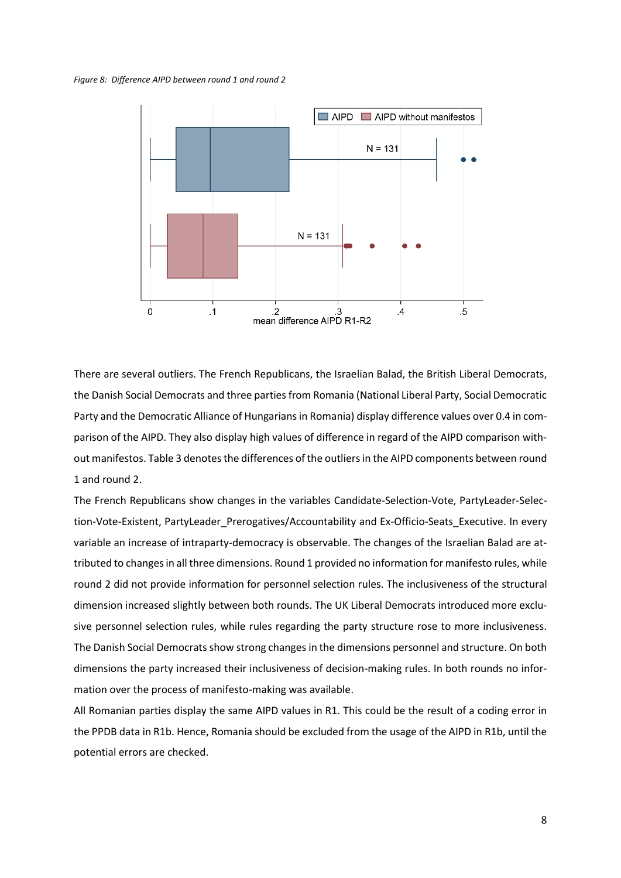*Figure 8: Difference AIPD between round 1 and round 2*

There are several outliers. The French Republicans, the Israelian Balad, the British Liberal Democrats, the Danish Social Democrats and three parties from Romania (National Liberal Party, Social Democratic Party and the Democratic Alliance of Hungarians in Romania) display difference values over 0.4 in comparison of the AIPD. They also display high values of difference in regard of the AIPD comparison without manifestos. Table 3 denotes the differences of the outliers in the AIPD components between round 1 and round 2.

The French Republicans show changes in the variables Candidate-Selection-Vote, PartyLeader-Selection-Vote-Existent, PartyLeader_Prerogatives/Accountability and Ex-Officio-Seats_Executive. In every variable an increase of intraparty-democracy is observable. The changes of the Israelian Balad are attributed to changes in all three dimensions. Round 1 provided no information for manifesto rules, while round 2 did not provide information for personnel selection rules. The inclusiveness of the structural dimension increased slightly between both rounds. The UK Liberal Democrats introduced more exclusive personnel selection rules, while rules regarding the party structure rose to more inclusiveness. The Danish Social Democrats show strong changes in the dimensions personnel and structure. On both dimensions the party increased their inclusiveness of decision-making rules. In both rounds no information over the process of manifesto-making was available.

All Romanian parties display the same AIPD values in R1. This could be the result of a coding error in the PPDB data in R1b. Hence, Romania should be excluded from the usage of the AIPD in R1b, until the potential errors are checked.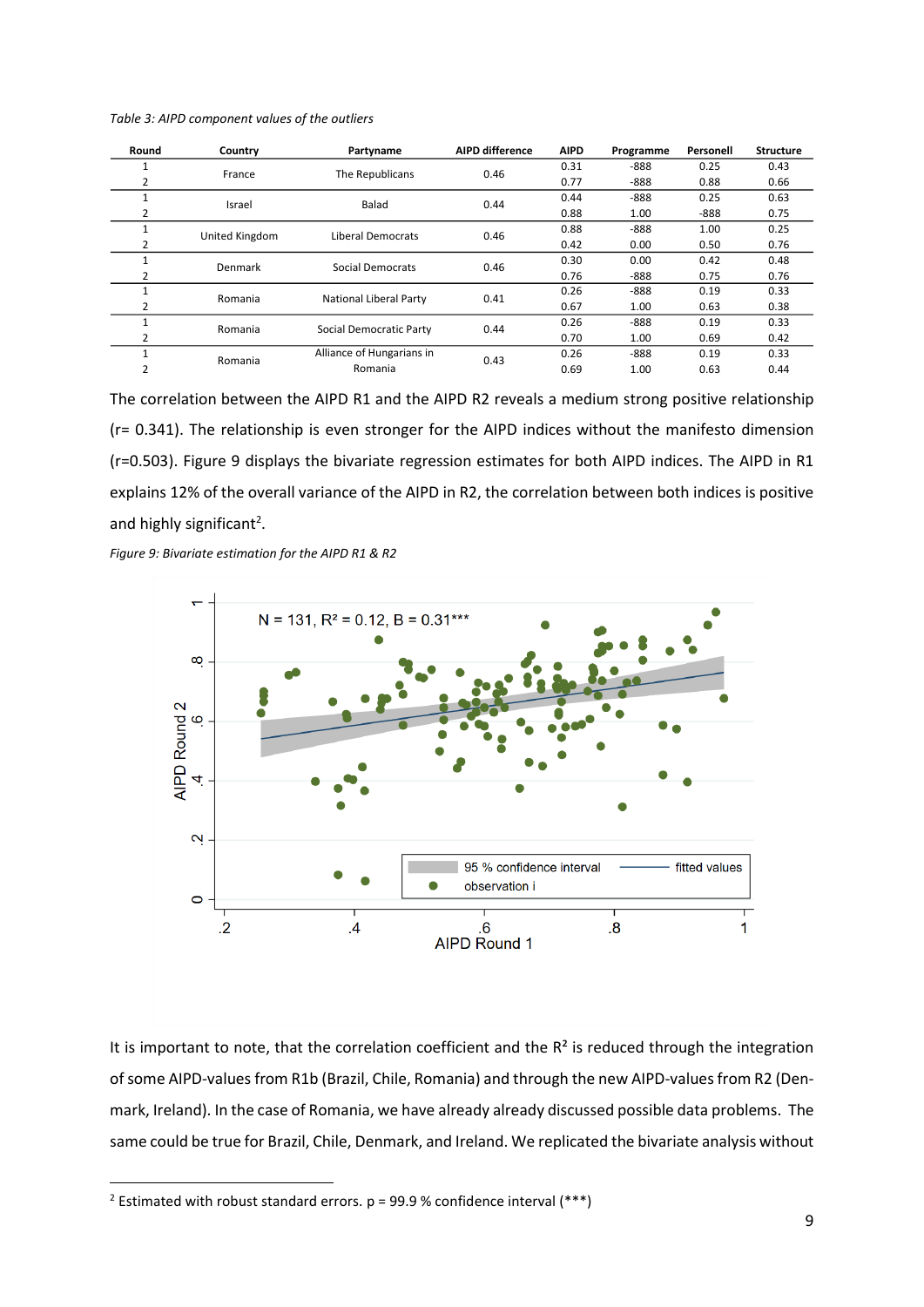*Table 3: AIPD component values of the outliers*

| Round | Country | Partyname | AIPD difference | AIPD | Programme | Personell | Structure |
|---|---|---|---|---|---|---|---|
| 1 | France | The Republicans | 0.46 | 0.31 | -888 | 0.25 | 0.43 |
| 2 | | | | 0.77 | -888 | 0.88 | 0.66 |
| 1 | Israel | Balad | 0.44 | 0.44 | -888 | 0.25 | 0.63 |
| 2 | | | | 0.88 | 1.00 | -888 | 0.75 |
| 1 | United Kingdom | Liberal Democrats | 0.46 | 0.88 | -888 | 1.00 | 0.25 |
| 2 | | | | 0.42 | 0.00 | 0.50 | 0.76 |
| 1 | Denmark | Social Democrats | 0.46 | 0.30 | 0.00 | 0.42 | 0.48 |
| 2 | | | | 0.76 | -888 | 0.75 | 0.76 |
| 1 | Romania | National Liberal Party | 0.41 | 0.26 | -888 | 0.19 | 0.33 |
| 2 | | | | 0.67 | 1.00 | 0.63 | 0.38 |
| 1 | Romania | Social Democratic Party | 0.44 | 0.26 | -888 | 0.19 | 0.33 |
| 2 | | | | 0.70 | 1.00 | 0.69 | 0.42 |
| 1 | Romania | Alliance of Hungarians in Romania | 0.43 | 0.26 | -888 | 0.19 | 0.33 |
| 2 | | | | 0.69 | 1.00 | 0.63 | 0.44 |

The correlation between the AIPD R1 and the AIPD R2 reveals a medium strong positive relationship (r= 0.341). The relationship is even stronger for the AIPD indices without the manifesto dimension (r=0.503). Figure 9 displays the bivariate regression estimates for both AIPD indices. The AIPD in R1 explains 12% of the overall variance of the AIPD in R2, the correlation between both indices is positive and highly significant[2].

*Figure 9: Bivariate estimation for the AIPD R1 & R2*

N = 131, $R^2$ = 0.12, B = 0.31***

It is important to note, that the correlation coefficient and the $R^2$ is reduced through the integration of some AIPD-values from R1b (Brazil, Chile, Romania) and through the new AIPD-values from R2 (Denmark, Ireland). In the case of Romania, we have already already discussed possible data problems. The same could be true for Brazil, Chile, Denmark, and Ireland. We replicated the bivariate analysis without

[2] Estimated with robust standard errors. p = 99.9 % confidence interval (***)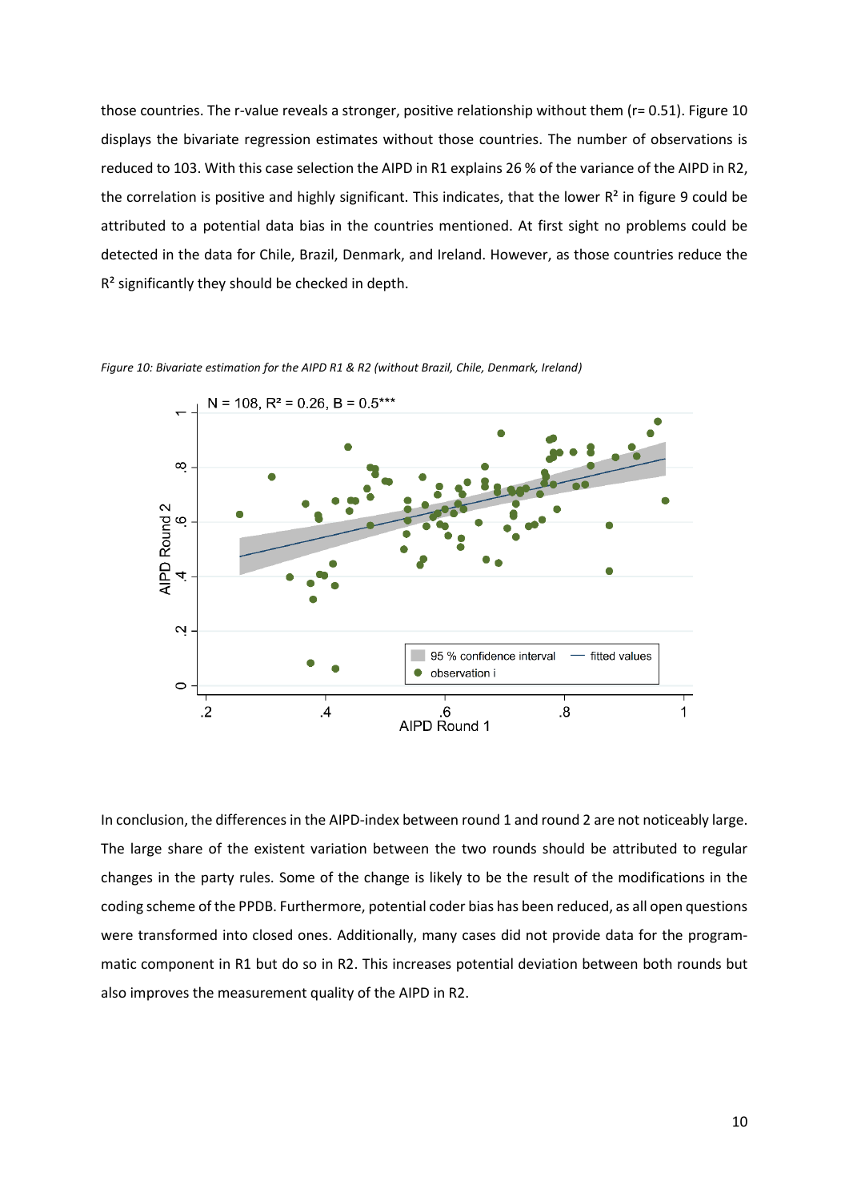those countries. The r-value reveals a stronger, positive relationship without them (r= 0.51). Figure 10 displays the bivariate regression estimates without those countries. The number of observations is reduced to 103. With this case selection the AIPD in R1 explains 26 % of the variance of the AIPD in R2, the correlation is positive and highly significant. This indicates, that the lower $R^2$ in figure 9 could be attributed to a potential data bias in the countries mentioned. At first sight no problems could be detected in the data for Chile, Brazil, Denmark, and Ireland. However, as those countries reduce the $R^2$ significantly they should be checked in depth.

*Figure 10: Bivariate estimation for the AIPD R1 & R2 (without Brazil, Chile, Denmark, Ireland)*

In conclusion, the differences in the AIPD-index between round 1 and round 2 are not noticeably large. The large share of the existent variation between the two rounds should be attributed to regular changes in the party rules. Some of the change is likely to be the result of the modifications in the coding scheme of the PPDB. Furthermore, potential coder bias has been reduced, as all open questions were transformed into closed ones. Additionally, many cases did not provide data for the programmatic component in R1 but do so in R2. This increases potential deviation between both rounds but also improves the measurement quality of the AIPD in R2.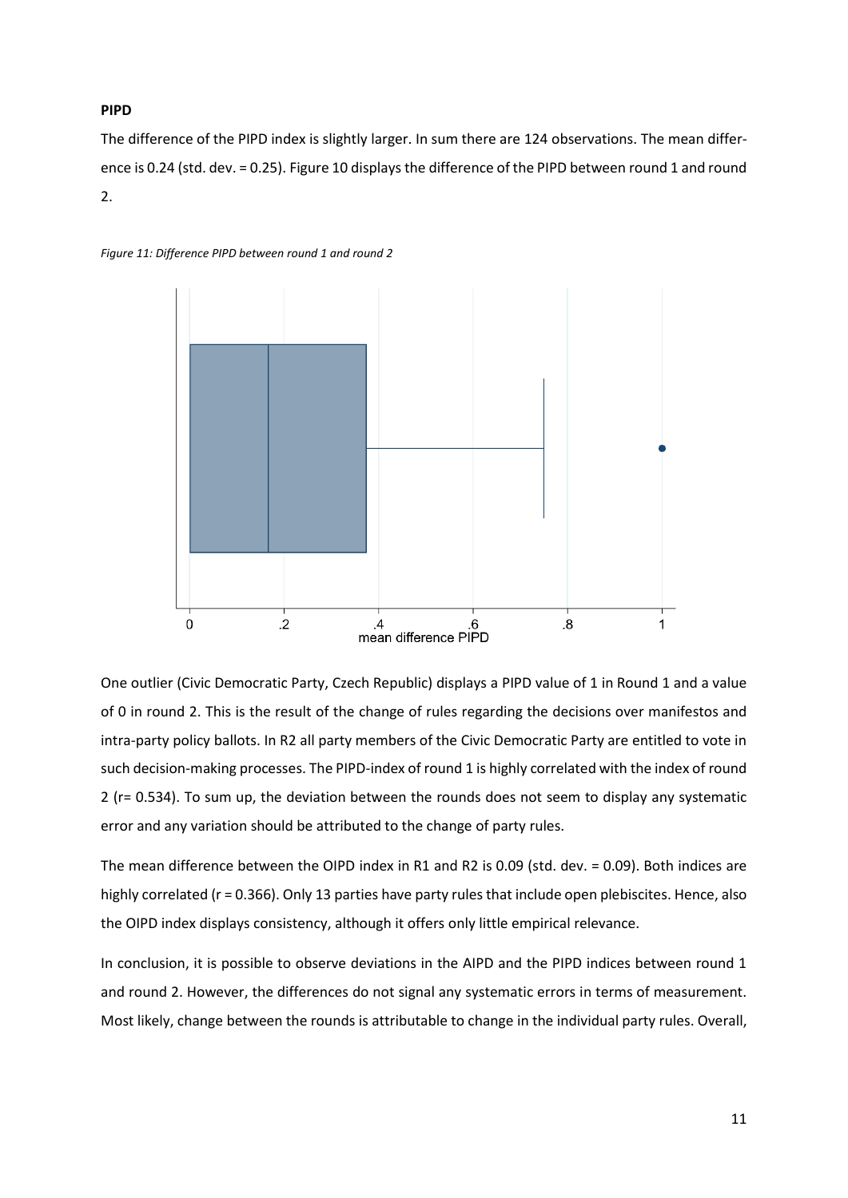**PIPD**

The difference of the PIPD index is slightly larger. In sum there are 124 observations. The mean difference is 0.24 (std. dev. = 0.25). Figure 10 displays the difference of the PIPD between round 1 and round 2.

*Figure 11: Difference PIPD between round 1 and round 2*

One outlier (Civic Democratic Party, Czech Republic) displays a PIPD value of 1 in Round 1 and a value of 0 in round 2. This is the result of the change of rules regarding the decisions over manifestos and intra-party policy ballots. In R2 all party members of the Civic Democratic Party are entitled to vote in such decision-making processes. The PIPD-index of round 1 is highly correlated with the index of round 2 (r= 0.534). To sum up, the deviation between the rounds does not seem to display any systematic error and any variation should be attributed to the change of party rules.

The mean difference between the OIPD index in R1 and R2 is 0.09 (std. dev. = 0.09). Both indices are highly correlated (r = 0.366). Only 13 parties have party rules that include open plebiscites. Hence, also the OIPD index displays consistency, although it offers only little empirical relevance.

In conclusion, it is possible to observe deviations in the AIPD and the PIPD indices between round 1 and round 2. However, the differences do not signal any systematic errors in terms of measurement. Most likely, change between the rounds is attributable to change in the individual party rules. Overall,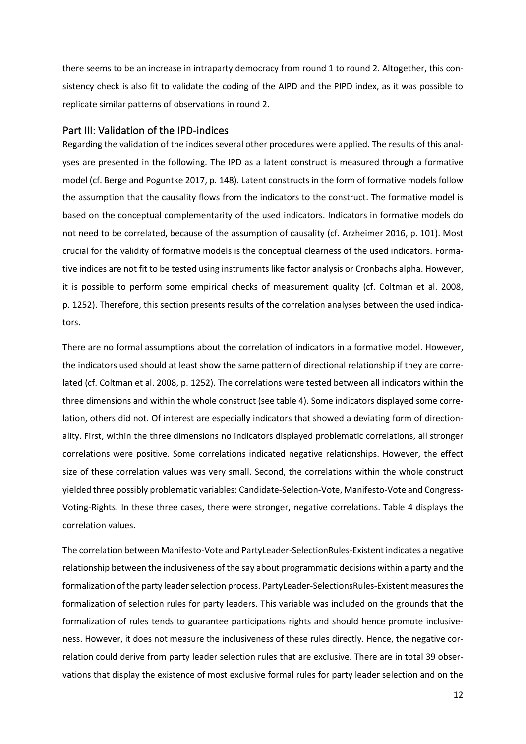there seems to be an increase in intraparty democracy from round 1 to round 2. Altogether, this consistency check is also fit to validate the coding of the AIPD and the PIPD index, as it was possible to replicate similar patterns of observations in round 2.

## Part III: Validation of the IPD-indices

Regarding the validation of the indices several other procedures were applied. The results of this analyses are presented in the following. The IPD as a latent construct is measured through a formative model (cf. Berge and Poguntke 2017, p. 148). Latent constructs in the form of formative models follow the assumption that the causality flows from the indicators to the construct. The formative model is based on the conceptual complementarity of the used indicators. Indicators in formative models do not need to be correlated, because of the assumption of causality (cf. Arzheimer 2016, p. 101). Most crucial for the validity of formative models is the conceptual clearness of the used indicators. Formative indices are not fit to be tested using instruments like factor analysis or Cronbachs alpha. However, it is possible to perform some empirical checks of measurement quality (cf. Coltman et al. 2008, p. 1252). Therefore, this section presents results of the correlation analyses between the used indicators.

There are no formal assumptions about the correlation of indicators in a formative model. However, the indicators used should at least show the same pattern of directional relationship if they are correlated (cf. Coltman et al. 2008, p. 1252). The correlations were tested between all indicators within the three dimensions and within the whole construct (see table 4). Some indicators displayed some correlation, others did not. Of interest are especially indicators that showed a deviating form of directionality. First, within the three dimensions no indicators displayed problematic correlations, all stronger correlations were positive. Some correlations indicated negative relationships. However, the effect size of these correlation values was very small. Second, the correlations within the whole construct yielded three possibly problematic variables: Candidate-Selection-Vote, Manifesto-Vote and Congress-Voting-Rights. In these three cases, there were stronger, negative correlations. Table 4 displays the correlation values.

The correlation between Manifesto-Vote and PartyLeader-SelectionRules-Existent indicates a negative relationship between the inclusiveness of the say about programmatic decisions within a party and the formalization of the party leader selection process. PartyLeader-SelectionsRules-Existent measures the formalization of selection rules for party leaders. This variable was included on the grounds that the formalization of rules tends to guarantee participations rights and should hence promote inclusiveness. However, it does not measure the inclusiveness of these rules directly. Hence, the negative correlation could derive from party leader selection rules that are exclusive. There are in total 39 observations that display the existence of most exclusive formal rules for party leader selection and on the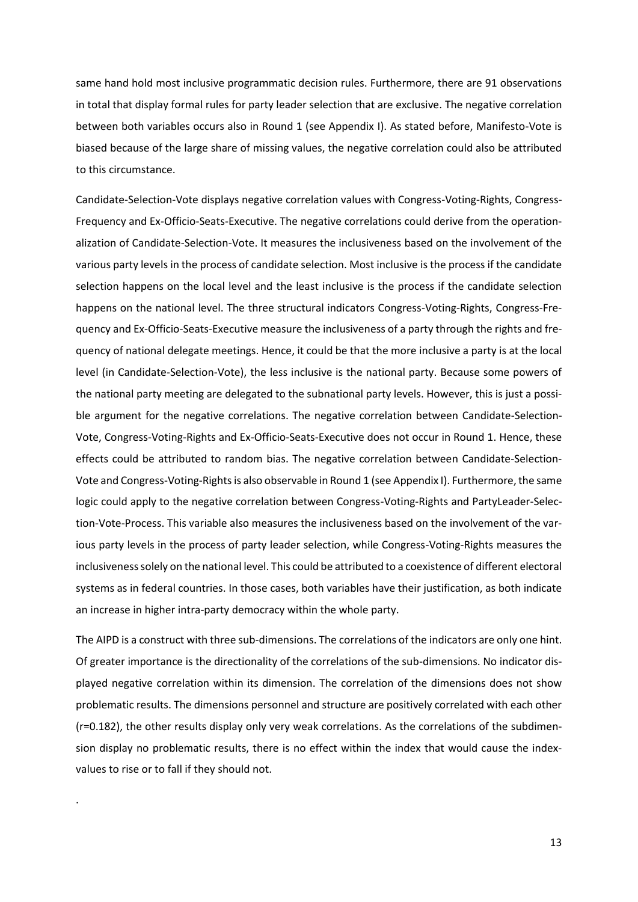same hand hold most inclusive programmatic decision rules. Furthermore, there are 91 observations in total that display formal rules for party leader selection that are exclusive. The negative correlation between both variables occurs also in Round 1 (see Appendix I). As stated before, Manifesto-Vote is biased because of the large share of missing values, the negative correlation could also be attributed to this circumstance.

Candidate-Selection-Vote displays negative correlation values with Congress-Voting-Rights, Congress-Frequency and Ex-Officio-Seats-Executive. The negative correlations could derive from the operationalization of Candidate-Selection-Vote. It measures the inclusiveness based on the involvement of the various party levels in the process of candidate selection. Most inclusive is the process if the candidate selection happens on the local level and the least inclusive is the process if the candidate selection happens on the national level. The three structural indicators Congress-Voting-Rights, Congress-Frequency and Ex-Officio-Seats-Executive measure the inclusiveness of a party through the rights and frequency of national delegate meetings. Hence, it could be that the more inclusive a party is at the local level (in Candidate-Selection-Vote), the less inclusive is the national party. Because some powers of the national party meeting are delegated to the subnational party levels. However, this is just a possible argument for the negative correlations. The negative correlation between Candidate-Selection-Vote, Congress-Voting-Rights and Ex-Officio-Seats-Executive does not occur in Round 1. Hence, these effects could be attributed to random bias. The negative correlation between Candidate-Selection-Vote and Congress-Voting-Rights is also observable in Round 1 (see Appendix I). Furthermore, the same logic could apply to the negative correlation between Congress-Voting-Rights and PartyLeader-Selection-Vote-Process. This variable also measures the inclusiveness based on the involvement of the various party levels in the process of party leader selection, while Congress-Voting-Rights measures the inclusiveness solely on the national level. This could be attributed to a coexistence of different electoral systems as in federal countries. In those cases, both variables have their justification, as both indicate an increase in higher intra-party democracy within the whole party.

The AIPD is a construct with three sub-dimensions. The correlations of the indicators are only one hint. Of greater importance is the directionality of the correlations of the sub-dimensions. No indicator displayed negative correlation within its dimension. The correlation of the dimensions does not show problematic results. The dimensions personnel and structure are positively correlated with each other ($r=0.182$), the other results display only very weak correlations. As the correlations of the subdimension display no problematic results, there is no effect within the index that would cause the index-values to rise or to fall if they should not.

.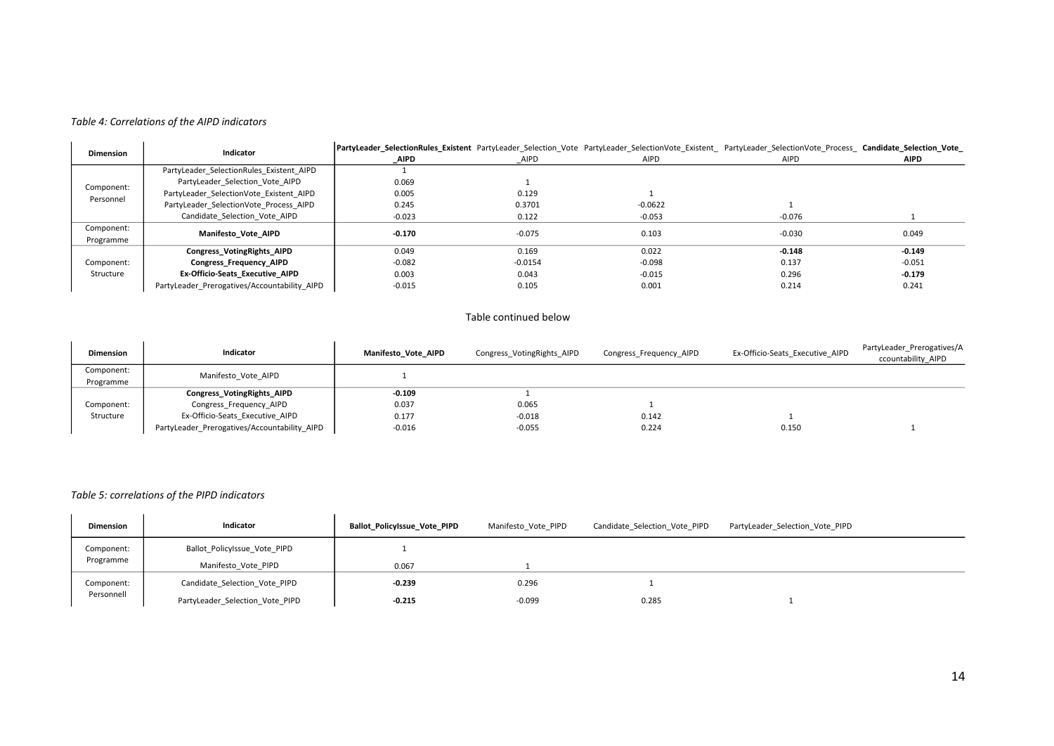*Table 4: Correlations of the AIPD indicators*

| Dimension | Indicator | **PartyLeader_SelectionRules_Existent_AIPD** | PartyLeader_Selection_Vote_AIPD | PartyLeader_SelectionVote_Existent_AIPD | PartyLeader_SelectionVote_Process_AIPD | **Candidate_Selection_Vote_AIPD** |
|---|---|---|---|---|---|---|
| Component: Personnel | PartyLeader_SelectionRules_Existent_AIPD | 1 | | | | |
| | PartyLeader_Selection_Vote_AIPD | 0.069 | 1 | | | |
| | PartyLeader_SelectionVote_Existent_AIPD | 0.005 | 0.129 | 1 | | |
| | PartyLeader_SelectionVote_Process_AIPD | 0.245 | 0.3701 | -0.0622 | 1 | |
| | Candidate_Selection_Vote_AIPD | -0.023 | 0.122 | -0.053 | -0.076 | 1 |
| Component: Programme | **Manifesto_Vote_AIPD** | **-0.170** | -0.075 | 0.103 | -0.030 | 0.049 |
| Component: Structure | **Congress_VotingRights_AIPD** | 0.049 | 0.169 | 0.022 | **-0.148** | **-0.149** |
| | **Congress_Frequency_AIPD** | -0.082 | -0.0154 | -0.098 | 0.137 | -0.051 |
| | **Ex-Officio-Seats_Executive_AIPD** | 0.003 | 0.043 | -0.015 | 0.296 | **-0.179** |
| | PartyLeader_Prerogatives/Accountability_AIPD | -0.015 | 0.105 | 0.001 | 0.214 | 0.241 |

Table continued below

| Dimension | Indicator | **Manifesto_Vote_AIPD** | Congress_VotingRights_AIPD | Congress_Frequency_AIPD | Ex-Officio-Seats_Executive_AIPD | PartyLeader_Prerogatives/Accountability_AIPD |
|---|---|---|---|---|---|---|
| Component: Programme | Manifesto_Vote_AIPD | 1 | | | | |
| Component: Structure | **Congress_VotingRights_AIPD** | **-0.109** | 1 | | | |
| | Congress_Frequency_AIPD | 0.037 | 0.065 | 1 | | |
| | Ex-Officio-Seats_Executive_AIPD | 0.177 | -0.018 | 0.142 | 1 | |
| | PartyLeader_Prerogatives/Accountability_AIPD | -0.016 | -0.055 | 0.224 | 0.150 | 1 |

*Table 5: correlations of the PIPD indicators*

| Dimension | Indicator | **Ballot_PolicyIssue_Vote_PIPD** | Manifesto_Vote_PIPD | Candidate_Selection_Vote_PIPD | PartyLeader_Selection_Vote_PIPD |
|---|---|---|---|---|---|
| Component: Programme | Ballot_PolicyIssue_Vote_PIPD | 1 | | | |
| | Manifesto_Vote_PIPD | 0.067 | 1 | | |
| Component: Personnell | Candidate_Selection_Vote_PIPD | **-0.239** | 0.296 | 1 | |
| | PartyLeader_Selection_Vote_PIPD | **-0.215** | -0.099 | 0.285 | 1 |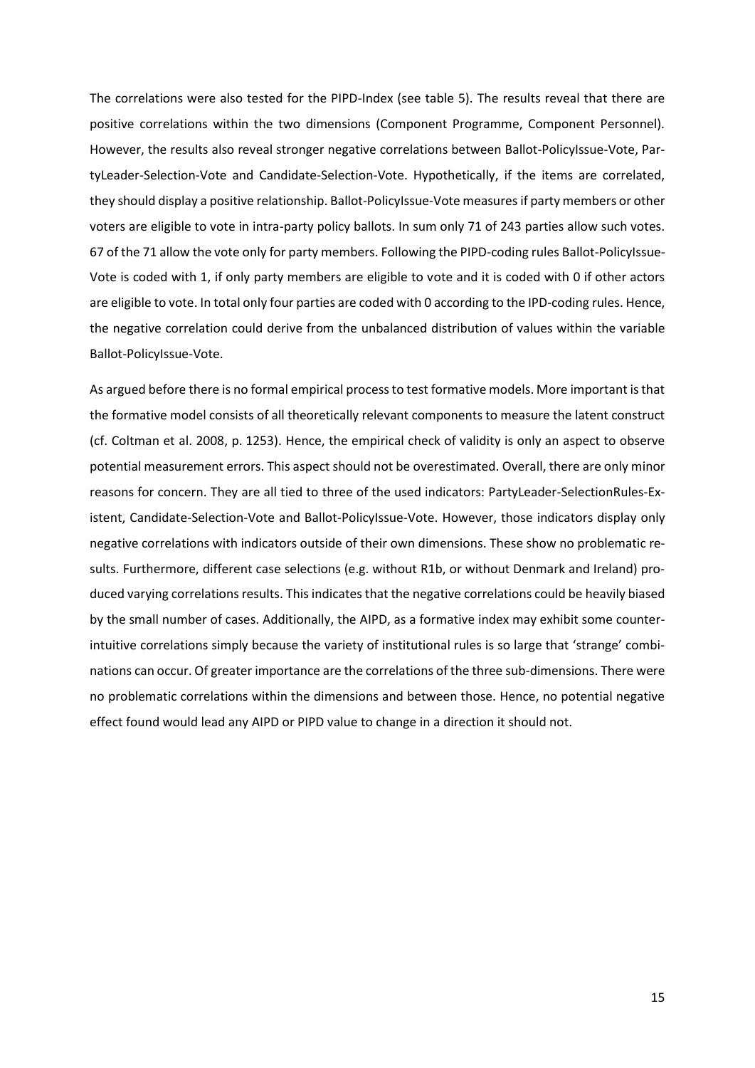The correlations were also tested for the PIPD-Index (see table 5). The results reveal that there are positive correlations within the two dimensions (Component Programme, Component Personnel). However, the results also reveal stronger negative correlations between Ballot-PolicyIssue-Vote, PartyLeader-Selection-Vote and Candidate-Selection-Vote. Hypothetically, if the items are correlated, they should display a positive relationship. Ballot-PolicyIssue-Vote measures if party members or other voters are eligible to vote in intra-party policy ballots. In sum only 71 of 243 parties allow such votes. 67 of the 71 allow the vote only for party members. Following the PIPD-coding rules Ballot-PolicyIssue-Vote is coded with 1, if only party members are eligible to vote and it is coded with 0 if other actors are eligible to vote. In total only four parties are coded with 0 according to the IPD-coding rules. Hence, the negative correlation could derive from the unbalanced distribution of values within the variable Ballot-PolicyIssue-Vote.

As argued before there is no formal empirical process to test formative models. More important is that the formative model consists of all theoretically relevant components to measure the latent construct (cf. Coltman et al. 2008, p. 1253). Hence, the empirical check of validity is only an aspect to observe potential measurement errors. This aspect should not be overestimated. Overall, there are only minor reasons for concern. They are all tied to three of the used indicators: PartyLeader-SelectionRules-Existent, Candidate-Selection-Vote and Ballot-PolicyIssue-Vote. However, those indicators display only negative correlations with indicators outside of their own dimensions. These show no problematic results. Furthermore, different case selections (e.g. without R1b, or without Denmark and Ireland) produced varying correlations results. This indicates that the negative correlations could be heavily biased by the small number of cases. Additionally, the AIPD, as a formative index may exhibit some counterintuitive correlations simply because the variety of institutional rules is so large that 'strange' combinations can occur. Of greater importance are the correlations of the three sub-dimensions. There were no problematic correlations within the dimensions and between those. Hence, no potential negative effect found would lead any AIPD or PIPD value to change in a direction it should not.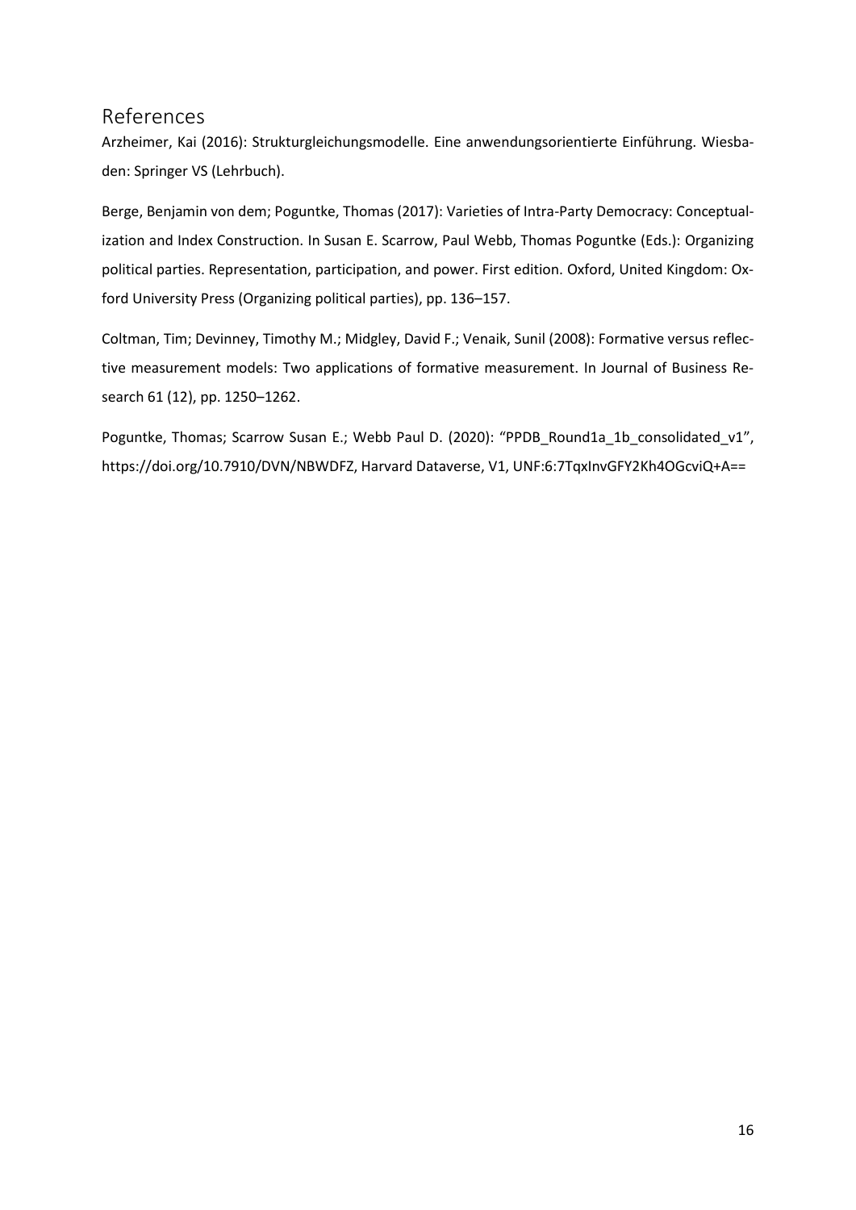## References

Arzheimer, Kai (2016): Strukturgleichungsmodelle. Eine anwendungsorientierte Einführung. Wiesbaden: Springer VS (Lehrbuch).

Berge, Benjamin von dem; Poguntke, Thomas (2017): Varieties of Intra-Party Democracy: Conceptualization and Index Construction. In Susan E. Scarrow, Paul Webb, Thomas Poguntke (Eds.): Organizing political parties. Representation, participation, and power. First edition. Oxford, United Kingdom: Oxford University Press (Organizing political parties), pp. 136–157.

Coltman, Tim; Devinney, Timothy M.; Midgley, David F.; Venaik, Sunil (2008): Formative versus reflective measurement models: Two applications of formative measurement. In Journal of Business Research 61 (12), pp. 1250–1262.

Poguntke, Thomas; Scarrow Susan E.; Webb Paul D. (2020): "PPDB_Round1a_1b_consolidated_v1", https://doi.org/10.7910/DVN/NBWDFZ, Harvard Dataverse, V1, UNF:6:7TqxInvGFY2Kh4OGcviQ+A==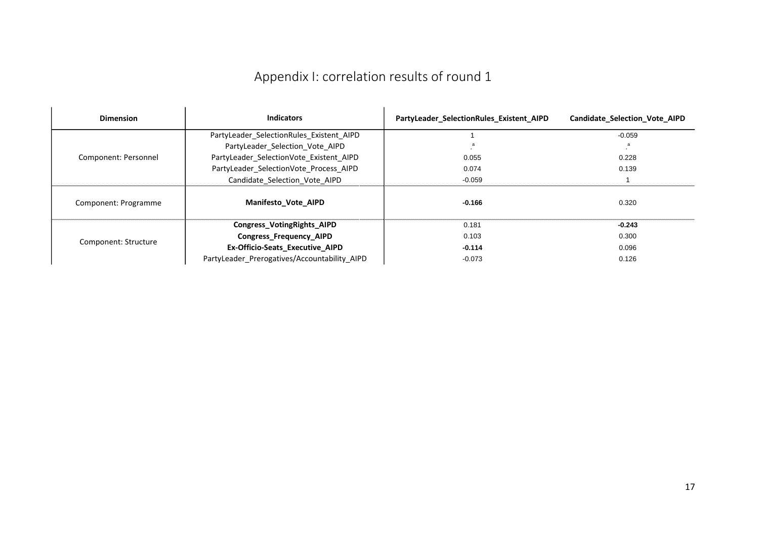# Appendix I: correlation results of round 1

| Dimension | Indicators | PartyLeader_SelectionRules_Existent_AIPD | Candidate_Selection_Vote_AIPD |
|---|---|---|---|
| Component: Personnel | PartyLeader_SelectionRules_Existent_AIPD | 1 | -0.059 |
| | PartyLeader_Selection_Vote_AIPD | .[a] | .[a] |
| | PartyLeader_SelectionVote_Existent_AIPD | 0.055 | 0.228 |
| | PartyLeader_SelectionVote_Process_AIPD | 0.074 | 0.139 |
| | Candidate_Selection_Vote_AIPD | -0.059 | 1 |
| Component: Programme | **Manifesto_Vote_AIPD** | **-0.166** | 0.320 |
| Component: Structure | **Congress_VotingRights_AIPD** | 0.181 | **-0.243** |
| | **Congress_Frequency_AIPD** | 0.103 | 0.300 |
| | **Ex-Officio-Seats_Executive_AIPD** | **-0.114** | 0.096 |
| | PartyLeader_Prerogatives/Accountability_AIPD | -0.073 | 0.126 |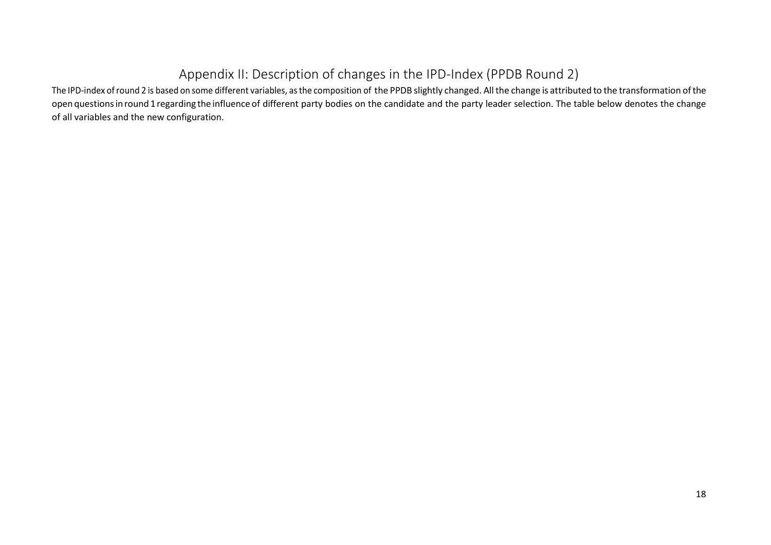# Appendix II: Description of changes in the IPD-Index (PPDB Round 2)

The IPD-index of round 2 is based on some different variables, as the composition of the PPDB slightly changed. All the change is attributed to the transformation of the open questions in round 1 regarding the influence of different party bodies on the candidate and the party leader selection. The table below denotes the change of all variables and the new configuration.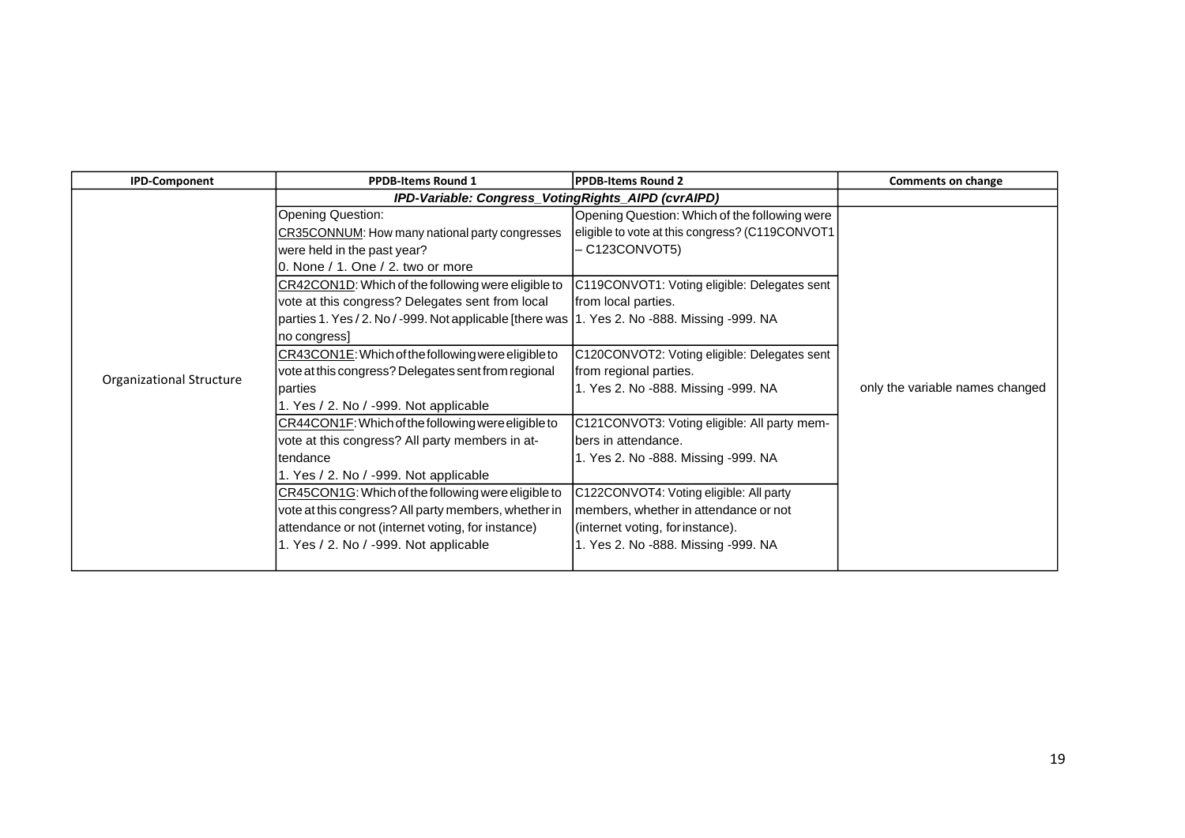| IPD-Component | PPDB-Items Round 1 | PPDB-Items Round 2 | Comments on change |
|---|---|---|---|
| | *IPD-Variable: Congress_VotingRights_AIPD (cvrAIPD)* | | |
| Organizational Structure | Opening Question: CR35CONNUM: How many national party congresses were held in the past year? 0. None / 1. One / 2. two or more | Opening Question: Which of the following were eligible to vote at this congress? (C119CONVOT1 – C123CONVOT5) | only the variable names changed |
| | CR42CON1D: Which of the following were eligible to vote at this congress? Delegates sent from local parties 1. Yes / 2. No / -999. Not applicable [there was no congress] | C119CONVOT1: Voting eligible: Delegates sent from local parties. 1. Yes 2. No -888. Missing -999. NA | |
| | CR43CON1E: Which of the following were eligible to vote at this congress? Delegates sent from regional parties 1. Yes / 2. No / -999. Not applicable | C120CONVOT2: Voting eligible: Delegates sent from regional parties. 1. Yes 2. No -888. Missing -999. NA | |
| | CR44CON1F: Which of the following were eligible to vote at this congress? All party members in attendance 1. Yes / 2. No / -999. Not applicable | C121CONVOT3: Voting eligible: All party members in attendance. 1. Yes 2. No -888. Missing -999. NA | |
| | CR45CON1G: Which of the following were eligible to vote at this congress? All party members, whether in attendance or not (internet voting, for instance) 1. Yes / 2. No / -999. Not applicable | C122CONVOT4: Voting eligible: All party members, whether in attendance or not (internet voting, for instance). 1. Yes 2. No -888. Missing -999. NA | |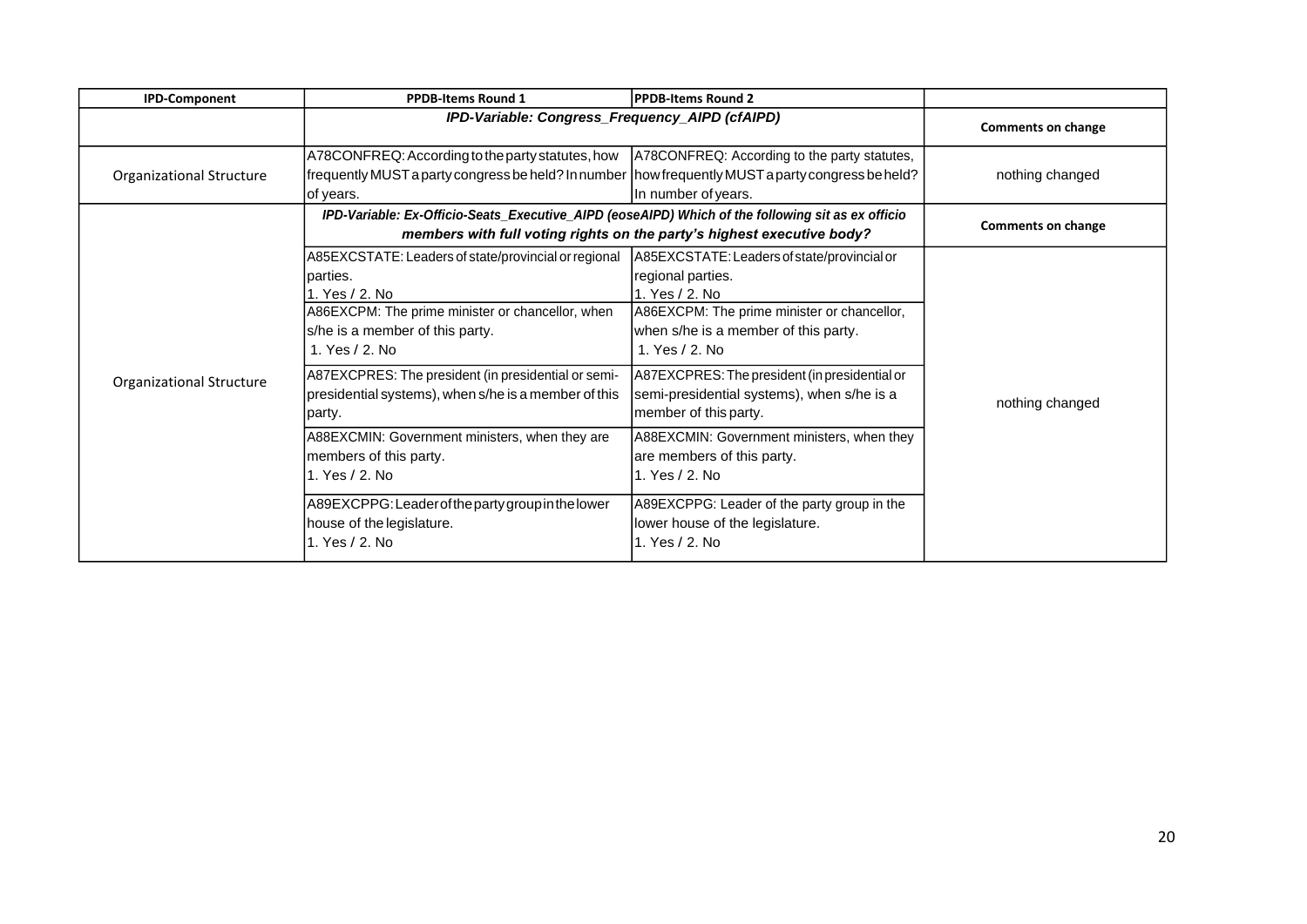| IPD-Component | PPDB-Items Round 1 | PPDB-Items Round 2 | |
|---|---|---|---|
| | *IPD-Variable: Congress_Frequency_AIPD (cfAIPD)* | | **Comments on change** |
| Organizational Structure | A78CONFREQ: According to the party statutes, how frequently MUST a party congress be held? In number of years. | A78CONFREQ: According to the party statutes, how frequently MUST a party congress be held? In number of years. | nothing changed |
| | *IPD-Variable: Ex-Officio-Seats_Executive_AIPD (eoseAIPD) Which of the following sit as ex officio members with full voting rights on the party's highest executive body?* | | **Comments on change** |
| Organizational Structure | A85EXCSTATE: Leaders of state/provincial or regional parties.<br>1. Yes / 2. No | A85EXCSTATE: Leaders of state/provincial or regional parties.<br>1. Yes / 2. No | nothing changed |
| | A86EXCPM: The prime minister or chancellor, when s/he is a member of this party.<br>1. Yes / 2. No | A86EXCPM: The prime minister or chancellor, when s/he is a member of this party.<br>1. Yes / 2. No | |
| | A87EXCPRES: The president (in presidential or semi-presidential systems), when s/he is a member of this party. | A87EXCPRES: The president (in presidential or semi-presidential systems), when s/he is a member of this party. | |
| | A88EXCMIN: Government ministers, when they are members of this party.<br>1. Yes / 2. No | A88EXCMIN: Government ministers, when they are members of this party.<br>1. Yes / 2. No | |
| | A89EXCPPG: Leader of the party group in the lower house of the legislature.<br>1. Yes / 2. No | A89EXCPPG: Leader of the party group in the lower house of the legislature.<br>1. Yes / 2. No | |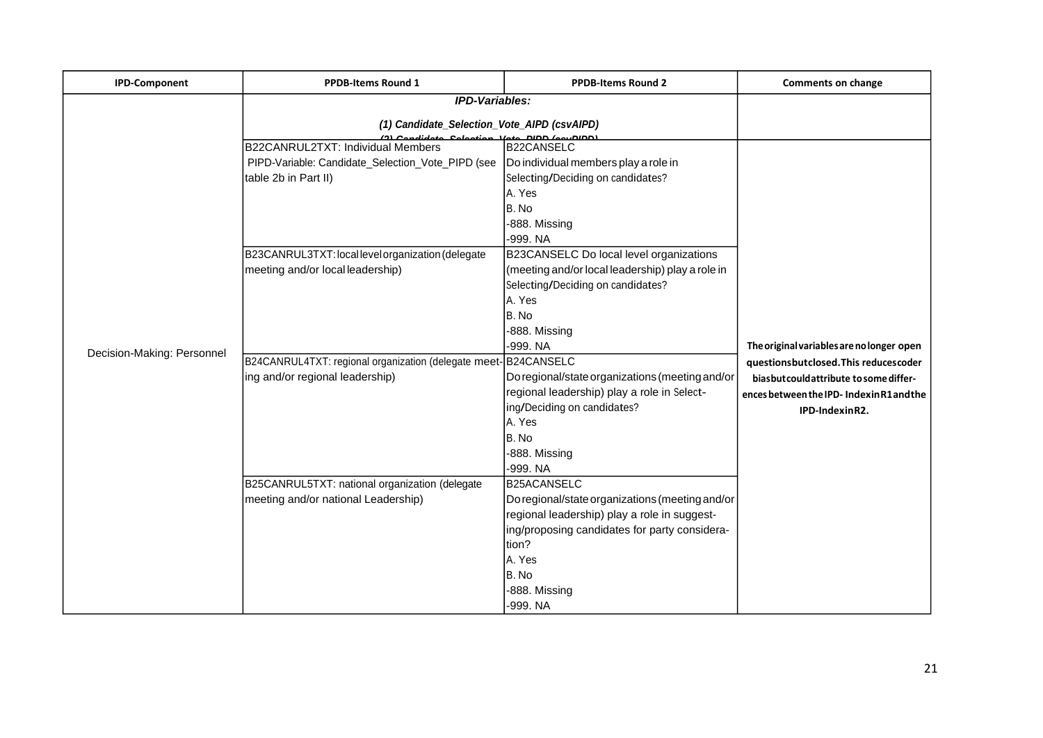| IPD-Component | PPDB-Items Round 1 | PPDB-Items Round 2 | Comments on change |
|---|---|---|---|
| | ***IPD-Variables:*** ***(1) Candidate_Selection_Vote_AIPD (csvAIPD)*** ***(2) Candidate_Selection_Vote_PIPD (csvPIPD)*** | | |
| Decision-Making: Personnel | B22CANRUL2TXT: Individual Members PIPD-Variable: Candidate_Selection_Vote_PIPD (see table 2b in Part II) | B22CANSELC Do individual members play a role in Selecting/Deciding on candidates? A. Yes B. No -888. Missing -999. NA | **The original variables are no longer open questions but closed. This reduces coder bias but could attribute to some differences between the IPD- Index in R1 and the IPD-Index in R2.** |
| | B23CANRUL3TXT: local level organization (delegate meeting and/or local leadership) | B23CANSELC Do local level organizations (meeting and/or local leadership) play a role in Selecting/Deciding on candidates? A. Yes B. No -888. Missing -999. NA | |
| | B24CANRUL4TXT: regional organization (delegate meeting and/or regional leadership) | B24CANSELC Do regional/state organizations (meeting and/or regional leadership) play a role in Selecting/Deciding on candidates? A. Yes B. No -888. Missing -999. NA | |
| | B25CANRUL5TXT: national organization (delegate meeting and/or national Leadership) | B25ACANSELC Do regional/state organizations (meeting and/or regional leadership) play a role in suggesting/proposing candidates for party consideration? A. Yes B. No -888. Missing -999. NA | |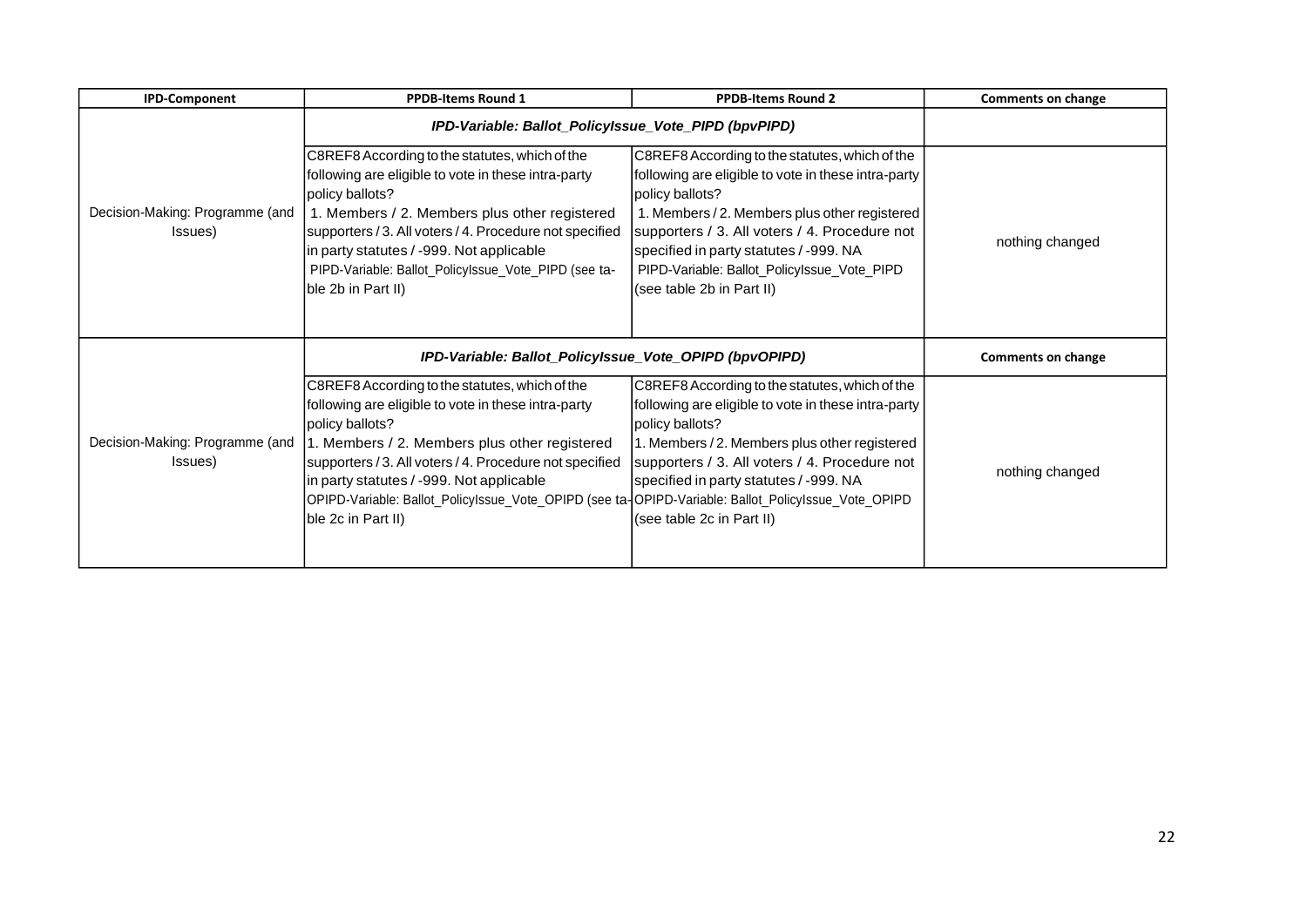| IPD-Component | PPDB-Items Round 1 | PPDB-Items Round 2 | Comments on change |
|---|---|---|---|
| | *IPD-Variable: Ballot_PolicyIssue_Vote_PIPD (bpvPIPD)* | | |
| Decision-Making: Programme (and Issues) | C8REF8 According to the statutes, which of the following are eligible to vote in these intra-party policy ballots? 1. Members / 2. Members plus other registered supporters / 3. All voters / 4. Procedure not specified in party statutes / -999. Not applicable PIPD-Variable: Ballot_PolicyIssue_Vote_PIPD (see table 2b in Part II) | C8REF8 According to the statutes, which of the following are eligible to vote in these intra-party policy ballots? 1. Members / 2. Members plus other registered supporters / 3. All voters / 4. Procedure not specified in party statutes / -999. NA PIPD-Variable: Ballot_PolicyIssue_Vote_PIPD (see table 2b in Part II) | nothing changed |
| | *IPD-Variable: Ballot_PolicyIssue_Vote_OPIPD (bpvOPIPD)* | | **Comments on change** |
| Decision-Making: Programme (and Issues) | C8REF8 According to the statutes, which of the following are eligible to vote in these intra-party policy ballots? 1. Members / 2. Members plus other registered supporters / 3. All voters / 4. Procedure not specified in party statutes / -999. Not applicable OPIPD-Variable: Ballot_PolicyIssue_Vote_OPIPD (see table 2c in Part II) | C8REF8 According to the statutes, which of the following are eligible to vote in these intra-party policy ballots? 1. Members / 2. Members plus other registered supporters / 3. All voters / 4. Procedure not specified in party statutes / -999. NA OPIPD-Variable: Ballot_PolicyIssue_Vote_OPIPD (see table 2c in Part II) | nothing changed |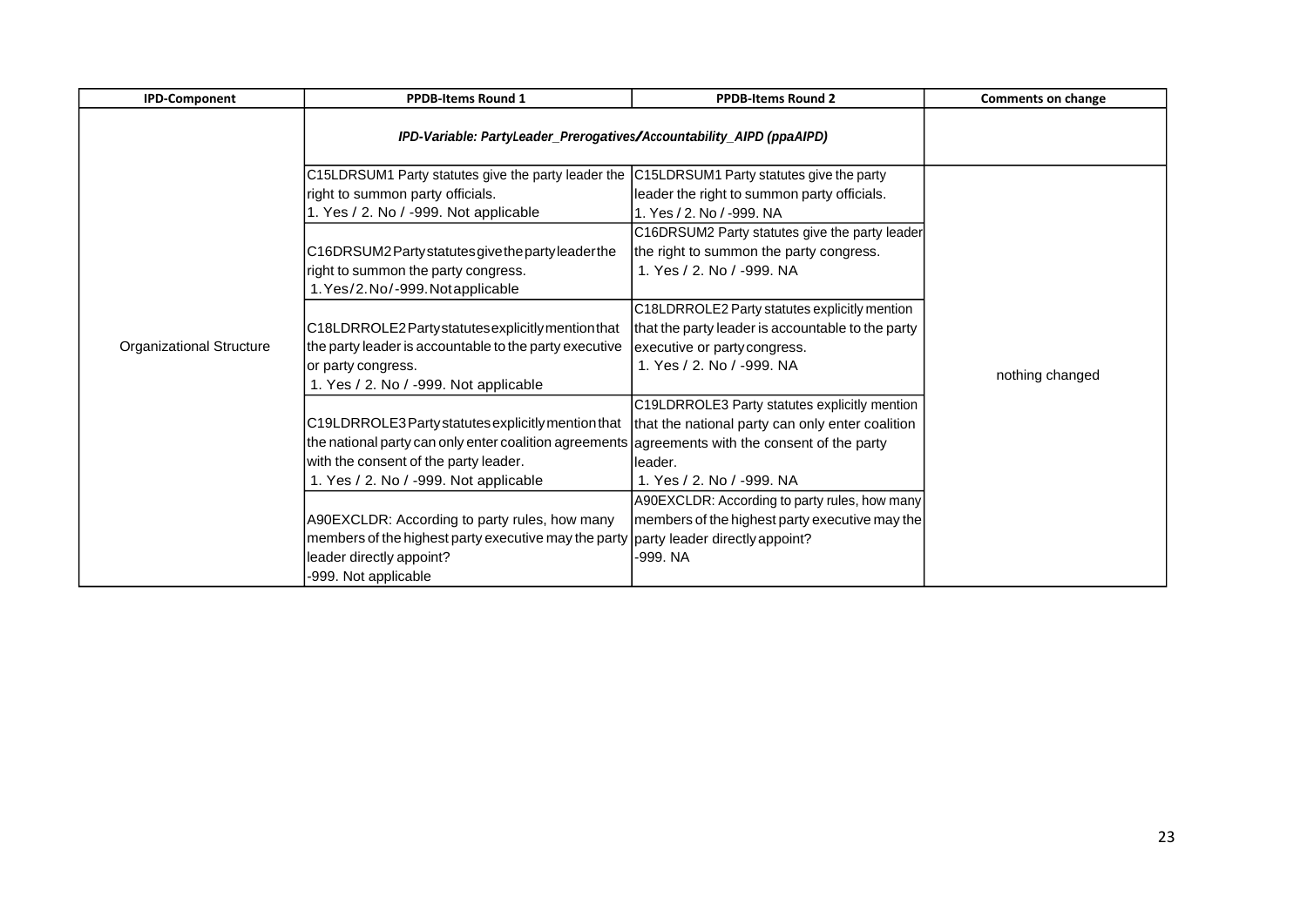| IPD-Component | PPDB-Items Round 1 | PPDB-Items Round 2 | Comments on change |
|---|---|---|---|
| | *IPD-Variable: PartyLeader_Prerogatives/Accountability_AIPD (ppaAIPD)* | | |
| Organizational Structure | C15LDRSUM1 Party statutes give the party leader the right to summon party officials.<br>1. Yes / 2. No / -999. Not applicable | C15LDRSUM1 Party statutes give the party leader the right to summon party officials.<br>1. Yes / 2. No / -999. NA | nothing changed |
| | C16DRSUM2 Party statutes give the party leader the right to summon the party congress.<br>1. Yes/2. No/-999. Not applicable | C16DRSUM2 Party statutes give the party leader the right to summon the party congress.<br>1. Yes / 2. No / -999. NA | |
| | C18LDRROLE2 Party statutes explicitly mention that the party leader is accountable to the party executive or party congress.<br>1. Yes / 2. No / -999. Not applicable | C18LDRROLE2 Party statutes explicitly mention that the party leader is accountable to the party executive or party congress.<br>1. Yes / 2. No / -999. NA | |
| | C19LDRROLE3 Party statutes explicitly mention that the national party can only enter coalition agreements with the consent of the party leader.<br>1. Yes / 2. No / -999. Not applicable | C19LDRROLE3 Party statutes explicitly mention that the national party can only enter coalition agreements with the consent of the party leader.<br>1. Yes / 2. No / -999. NA | |
| | A90EXCLDR: According to party rules, how many members of the highest party executive may the party leader directly appoint?<br>-999. Not applicable | A90EXCLDR: According to party rules, how many members of the highest party executive may the party leader directly appoint?<br>-999. NA | |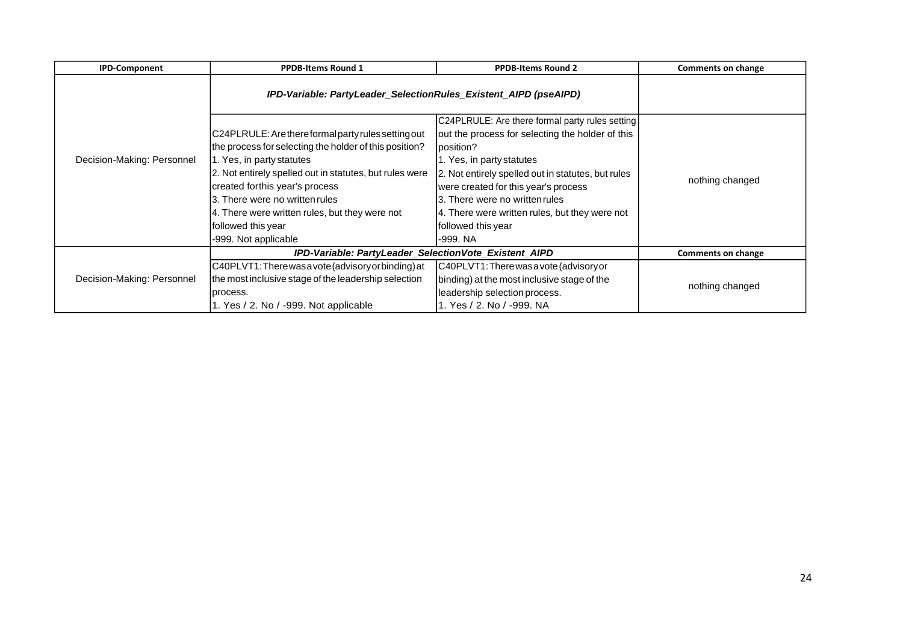| IPD-Component | PPDB-Items Round 1 | PPDB-Items Round 2 | Comments on change |
|---|---|---|---|
| Decision-Making: Personnel | *IPD-Variable: PartyLeader_SelectionRules_Existent_AIPD (pseAIPD)* | | |
| | C24PLRULE: Are there formal party rules setting out the process for selecting the holder of this position?<br>1. Yes, in party statutes<br>2. Not entirely spelled out in statutes, but rules were created forthis year's process<br>3. There were no written rules<br>4. There were written rules, but they were not followed this year<br>-999. Not applicable | C24PLRULE: Are there formal party rules setting out the process for selecting the holder of this position?<br>1. Yes, in party statutes<br>2. Not entirely spelled out in statutes, but rules were created for this year's process<br>3. There were no written rules<br>4. There were written rules, but they were not followed this year<br>-999. NA | nothing changed |
| | *IPD-Variable: PartyLeader_SelectionVote_Existent_AIPD* | | **Comments on change** |
| Decision-Making: Personnel | C40PLVT1: There was a vote (advisory or binding) at the most inclusive stage of the leadership selection process.<br>1. Yes / 2. No / -999. Not applicable | C40PLVT1: There was a vote (advisory or binding) at the most inclusive stage of the leadership selection process.<br>1. Yes / 2. No / -999. NA | nothing changed |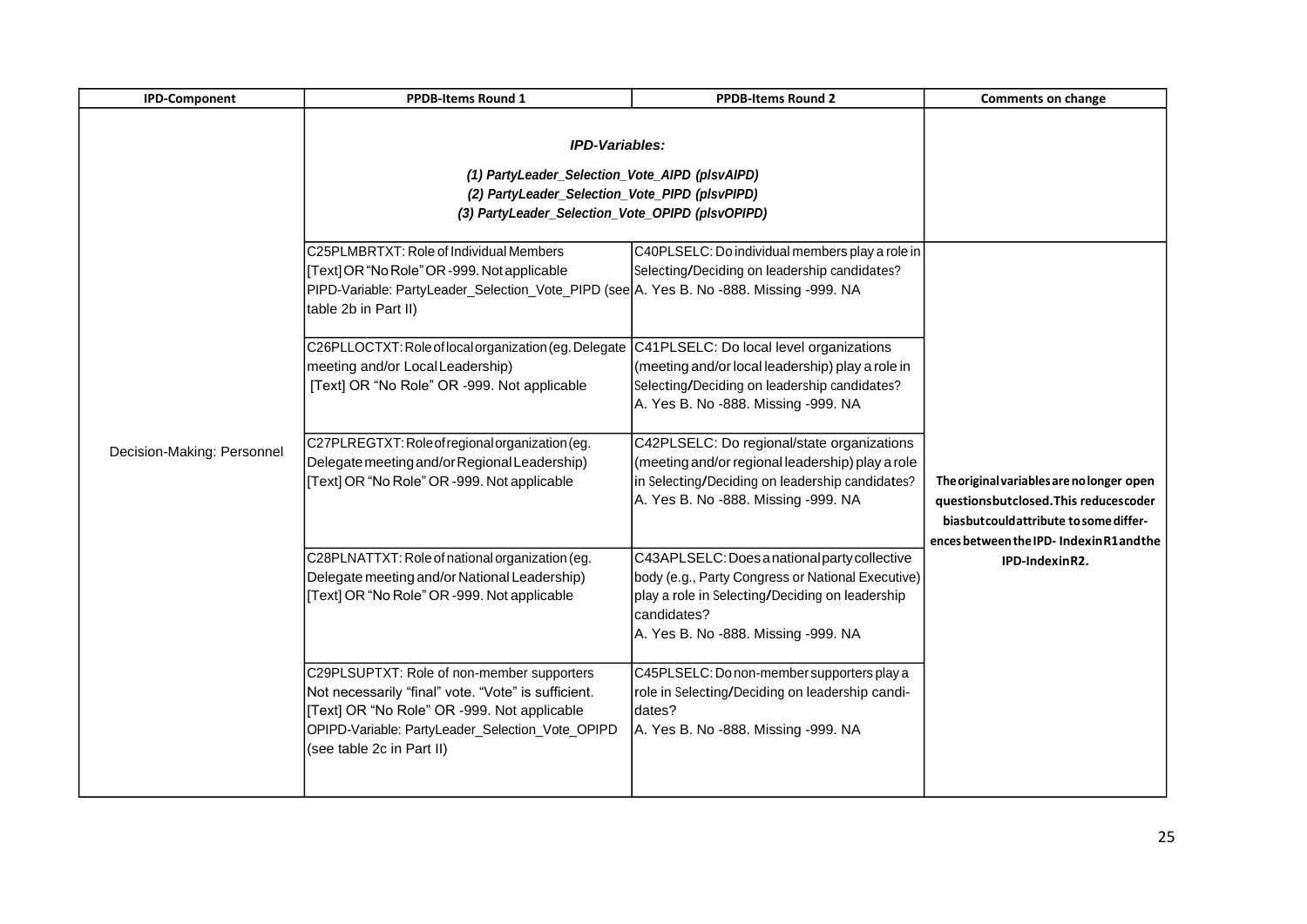| IPD-Component | PPDB-Items Round 1 | PPDB-Items Round 2 | Comments on change |
|---|---|---|---|
| Decision-Making: Personnel | ***IPD-Variables:*** <br> ***(1) PartyLeader_Selection_Vote_AIPD (plsvAIPD)*** <br> ***(2) PartyLeader_Selection_Vote_PIPD (plsvPIPD)*** <br> ***(3) PartyLeader_Selection_Vote_OPIPD (plsvOPIPD)*** | | |
| | C25PLMBRTXT: Role of Individual Members [Text] OR "No Role" OR -999. Not applicable PIPD-Variable: PartyLeader_Selection_Vote_PIPD (see table 2b in Part II) | C40PLSELC: Do individual members play a role in Selecting/Deciding on leadership candidates? A. Yes B. No -888. Missing -999. NA | **The original variables are no longer open questions but closed. This reduces coder bias but could attribute to some differences between the IPD- Index in R1 and the IPD-Index in R2.** |
| | C26PLLOCTXT: Role of local organization (eg. Delegate meeting and/or Local Leadership) [Text] OR "No Role" OR -999. Not applicable | C41PLSELC: Do local level organizations (meeting and/or local leadership) play a role in Selecting/Deciding on leadership candidates? A. Yes B. No -888. Missing -999. NA | |
| | C27PLREGTXT: Role of regional organization (eg. Delegate meeting and/or Regional Leadership) [Text] OR "No Role" OR -999. Not applicable | C42PLSELC: Do regional/state organizations (meeting and/or regional leadership) play a role in Selecting/Deciding on leadership candidates? A. Yes B. No -888. Missing -999. NA | |
| | C28PLNATTXT: Role of national organization (eg. Delegate meeting and/or National Leadership) [Text] OR "No Role" OR -999. Not applicable | C43APLSELC: Does a national party collective body (e.g., Party Congress or National Executive) play a role in Selecting/Deciding on leadership candidates? A. Yes B. No -888. Missing -999. NA | |
| | C29PLSUPTXT: Role of non-member supporters Not necessarily "final" vote. "Vote" is sufficient. [Text] OR "No Role" OR -999. Not applicable OPIPD-Variable: PartyLeader_Selection_Vote_OPIPD (see table 2c in Part II) | C45PLSELC: Do non-member supporters play a role in Selecting/Deciding on leadership candidates? A. Yes B. No -888. Missing -999. NA | |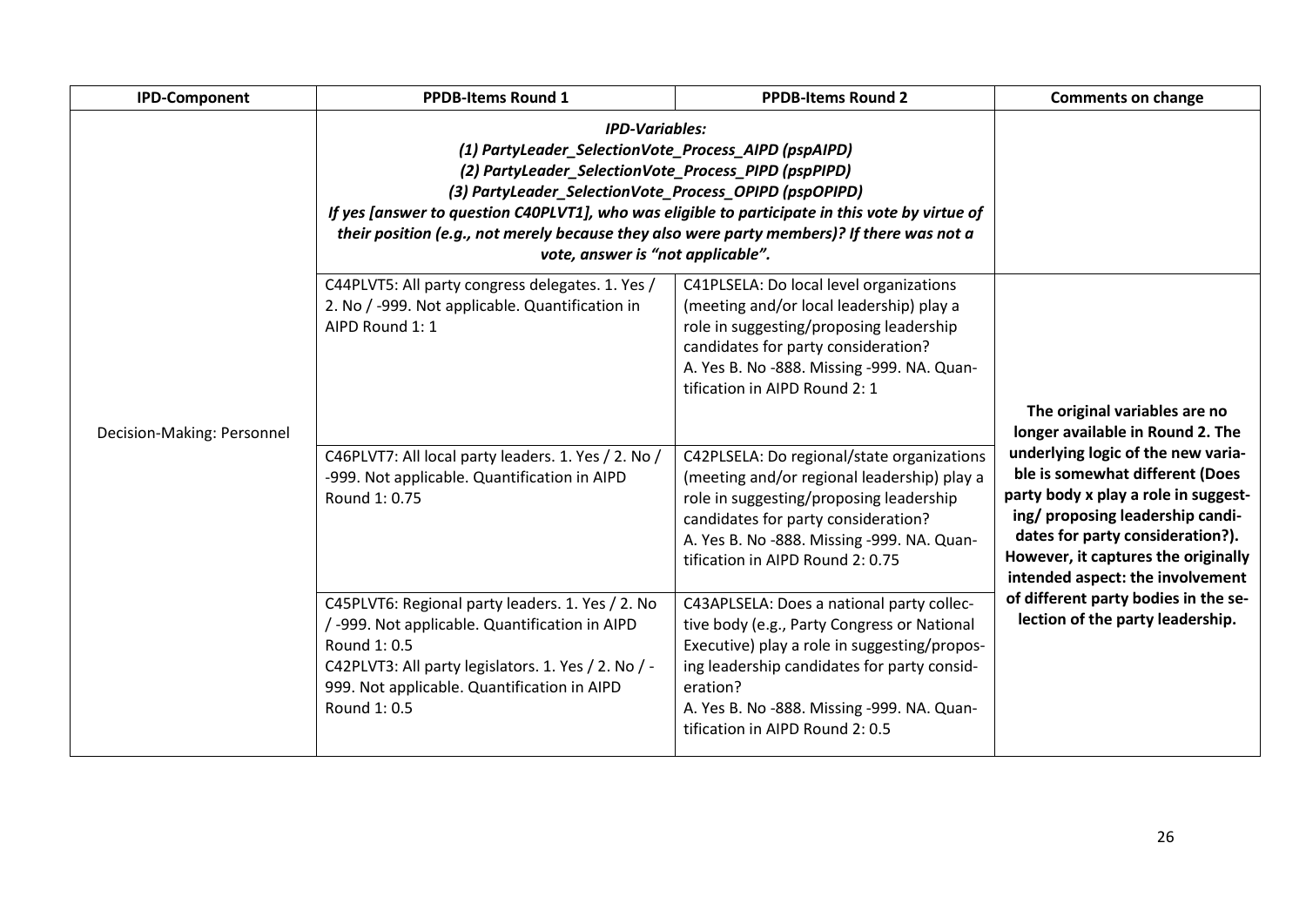| IPD-Component | PPDB-Items Round 1 | PPDB-Items Round 2 | Comments on change |
|---|---|---|---|
| Decision-Making: Personnel | ***IPD-Variables:*** ***(1) PartyLeader_SelectionVote_Process_AIPD (pspAIPD)*** ***(2) PartyLeader_SelectionVote_Process_PIPD (pspPIPD)*** ***(3) PartyLeader_SelectionVote_Process_OPIPD (pspOPIPD)*** ***If yes [answer to question C40PLVT1], who was eligible to participate in this vote by virtue of their position (e.g., not merely because they also were party members)? If there was not a vote, answer is "not applicable".*** | | |
| | C44PLVT5: All party congress delegates. 1. Yes / 2. No / -999. Not applicable. Quantification in AIPD Round 1: 1 | C41PLSELA: Do local level organizations (meeting and/or local leadership) play a role in suggesting/proposing leadership candidates for party consideration? A. Yes B. No -888. Missing -999. NA. Quantification in AIPD Round 2: 1 | **The original variables are no longer available in Round 2. The underlying logic of the new variable is somewhat different (Does party body x play a role in suggesting/ proposing leadership candidates for party consideration?). However, it captures the originally intended aspect: the involvement of different party bodies in the selection of the party leadership.** |
| | C46PLVT7: All local party leaders. 1. Yes / 2. No / -999. Not applicable. Quantification in AIPD Round 1: 0.75 | C42PLSELA: Do regional/state organizations (meeting and/or regional leadership) play a role in suggesting/proposing leadership candidates for party consideration? A. Yes B. No -888. Missing -999. NA. Quantification in AIPD Round 2: 0.75 | |
| | C45PLVT6: Regional party leaders. 1. Yes / 2. No / -999. Not applicable. Quantification in AIPD Round 1: 0.5<br>C42PLVT3: All party legislators. 1. Yes / 2. No / -999. Not applicable. Quantification in AIPD Round 1: 0.5 | C43APLSELA: Does a national party collective body (e.g., Party Congress or National Executive) play a role in suggesting/proposing leadership candidates for party consideration? A. Yes B. No -888. Missing -999. NA. Quantification in AIPD Round 2: 0.5 | |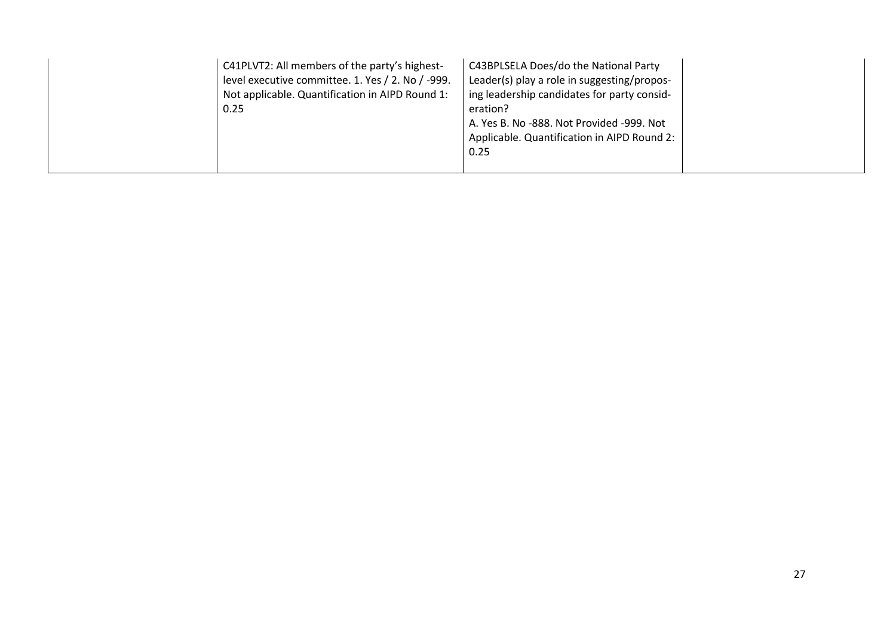|  | C41PLVT2: All members of the party's highest-level executive committee. 1. Yes / 2. No / -999. Not applicable. Quantification in AIPD Round 1: 0.25 | C43BPLSELA Does/do the National Party Leader(s) play a role in suggesting/proposing leadership candidates for party consideration? A. Yes B. No -888. Not Provided -999. Not Applicable. Quantification in AIPD Round 2: 0.25 |  |
|---|---|---|---|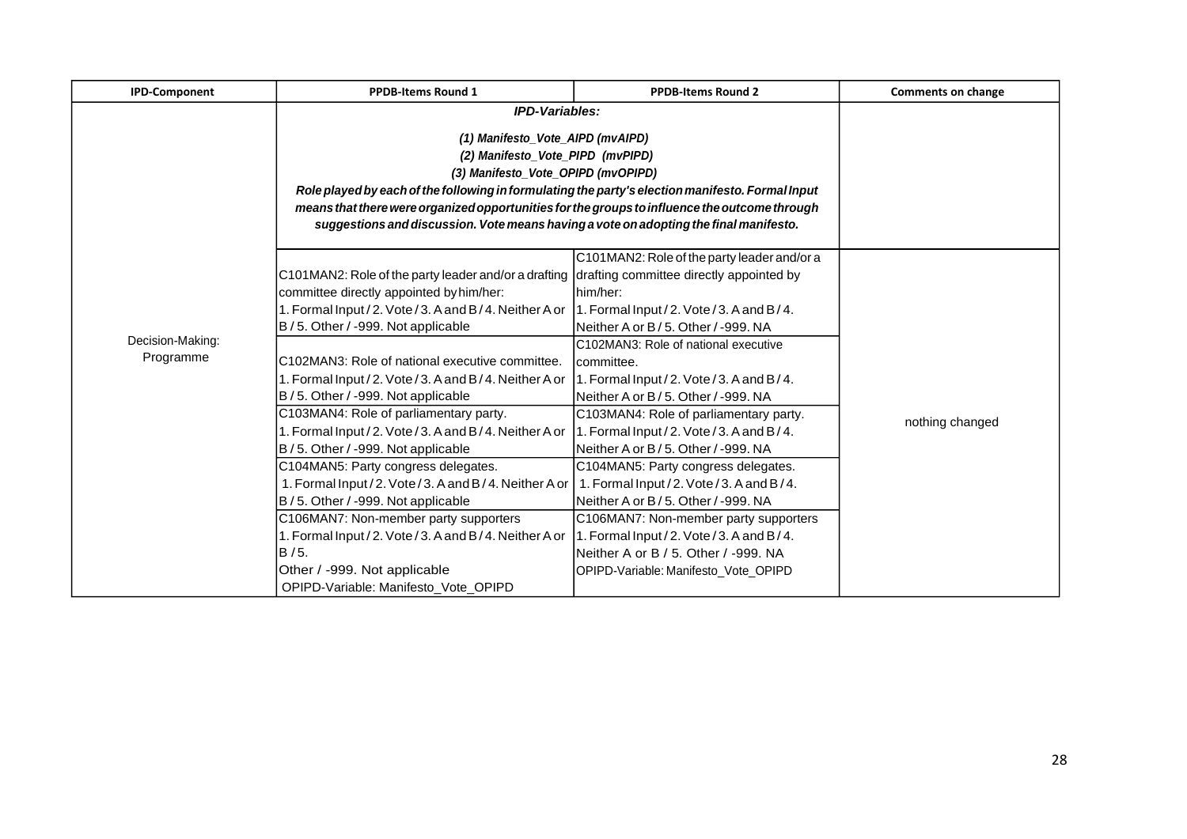| IPD-Component | PPDB-Items Round 1 | PPDB-Items Round 2 | Comments on change |
|---|---|---|---|
| Decision-Making: Programme | ***IPD-Variables:*** ***(1) Manifesto_Vote_AIPD (mvAIPD)*** ***(2) Manifesto_Vote_PIPD (mvPIPD)*** ***(3) Manifesto_Vote_OPIPD (mvOPIPD)*** ***Role played by each of the following in formulating the party's election manifesto. Formal Input means that there were organized opportunities for the groups to influence the outcome through suggestions and discussion. Vote means having a vote on adopting the final manifesto.*** | | |
| | C101MAN2: Role of the party leader and/or a drafting committee directly appointed by him/her: 1. Formal Input / 2. Vote / 3. A and B / 4. Neither A or B / 5. Other / -999. Not applicable | C101MAN2: Role of the party leader and/or a drafting committee directly appointed by him/her: 1. Formal Input / 2. Vote / 3. A and B / 4. Neither A or B / 5. Other / -999. NA | nothing changed |
| | C102MAN3: Role of national executive committee. 1. Formal Input / 2. Vote / 3. A and B / 4. Neither A or B / 5. Other / -999. Not applicable | C102MAN3: Role of national executive committee. 1. Formal Input / 2. Vote / 3. A and B / 4. Neither A or B / 5. Other / -999. NA | |
| | C103MAN4: Role of parliamentary party. 1. Formal Input / 2. Vote / 3. A and B / 4. Neither A or B / 5. Other / -999. Not applicable | C103MAN4: Role of parliamentary party. 1. Formal Input / 2. Vote / 3. A and B / 4. Neither A or B / 5. Other / -999. NA | |
| | C104MAN5: Party congress delegates. 1. Formal Input / 2. Vote / 3. A and B / 4. Neither A or B / 5. Other / -999. Not applicable | C104MAN5: Party congress delegates. 1. Formal Input / 2. Vote / 3. A and B / 4. Neither A or B / 5. Other / -999. NA | |
| | C106MAN7: Non-member party supporters 1. Formal Input / 2. Vote / 3. A and B / 4. Neither A or B / 5. Other / -999. Not applicable OPIPD-Variable: Manifesto_Vote_OPIPD | C106MAN7: Non-member party supporters 1. Formal Input / 2. Vote / 3. A and B / 4. Neither A or B / 5. Other / -999. NA OPIPD-Variable: Manifesto_Vote_OPIPD | |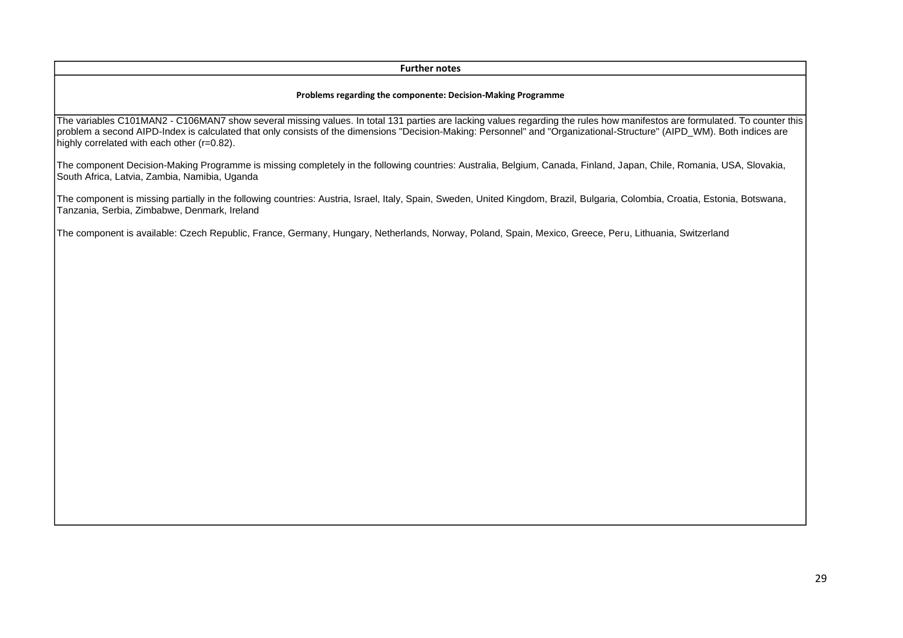## Further notes

### Problems regarding the componente: Decision-Making Programme

The variables C101MAN2 - C106MAN7 show several missing values. In total 131 parties are lacking values regarding the rules how manifestos are formulated. To counter this problem a second AIPD-Index is calculated that only consists of the dimensions "Decision-Making: Personnel" and "Organizational-Structure" (AIPD_WM). Both indices are highly correlated with each other (r=0.82).

The component Decision-Making Programme is missing completely in the following countries: Australia, Belgium, Canada, Finland, Japan, Chile, Romania, USA, Slovakia, South Africa, Latvia, Zambia, Namibia, Uganda

The component is missing partially in the following countries: Austria, Israel, Italy, Spain, Sweden, United Kingdom, Brazil, Bulgaria, Colombia, Croatia, Estonia, Botswana, Tanzania, Serbia, Zimbabwe, Denmark, Ireland

The component is available: Czech Republic, France, Germany, Hungary, Netherlands, Norway, Poland, Spain, Mexico, Greece, Peru, Lithuania, Switzerland